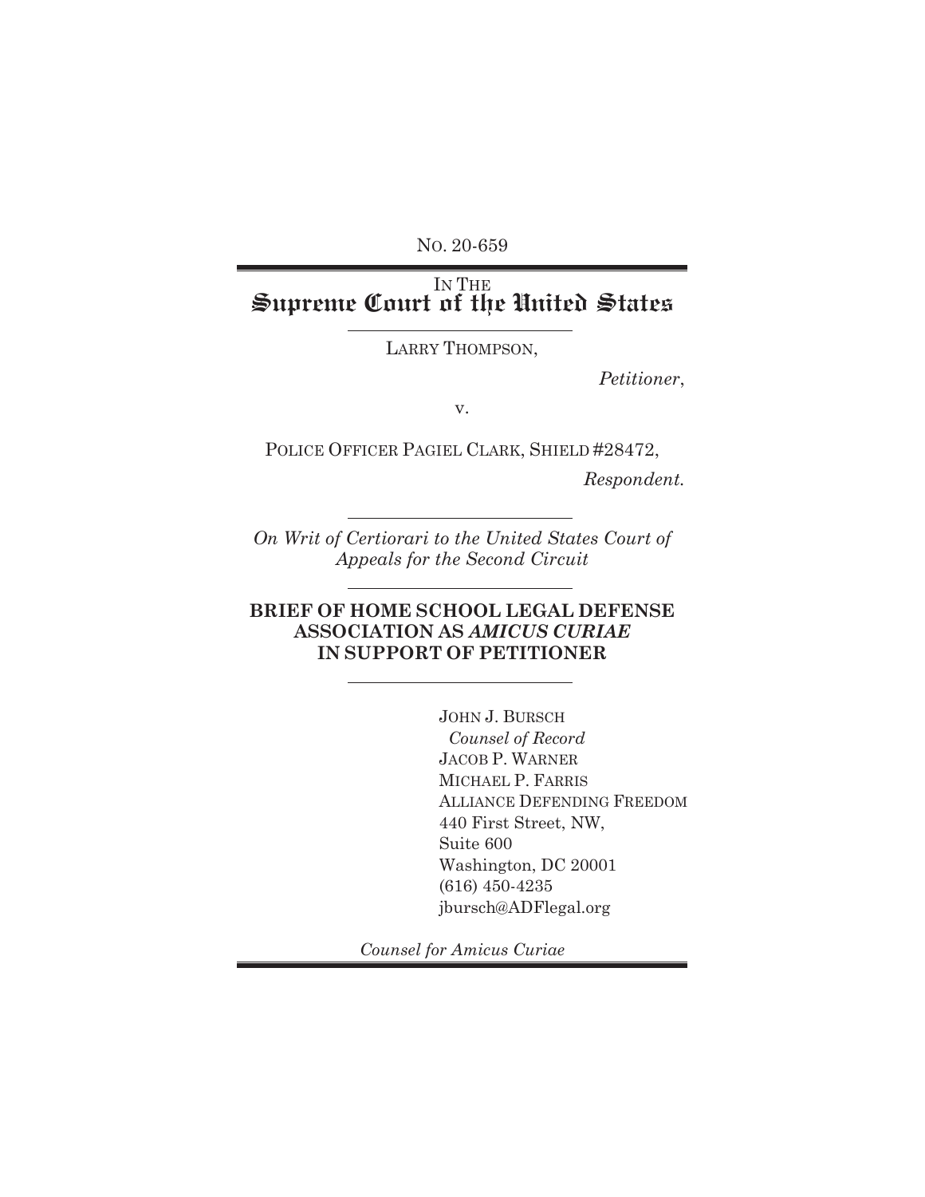No. 20-659

IN THE
# Supreme Court of the United States

---

LARRY THOMPSON,

*Petitioner*,

v.

POLICE OFFICER PAGIEL CLARK, SHIELD #28472,

*Respondent.*

---

*On Writ of Certiorari to the United States Court of Appeals for the Second Circuit*

---

**BRIEF OF HOME SCHOOL LEGAL DEFENSE ASSOCIATION AS *AMICUS CURIAE* IN SUPPORT OF PETITIONER**

---

JOHN J. BURSCH
*Counsel of Record*
JACOB P. WARNER
MICHAEL P. FARRIS
ALLIANCE DEFENDING FREEDOM
440 First Street, NW,
Suite 600
Washington, DC 20001
(616) 450-4235
jbursch@ADFlegal.org

*Counsel for Amicus Curiae*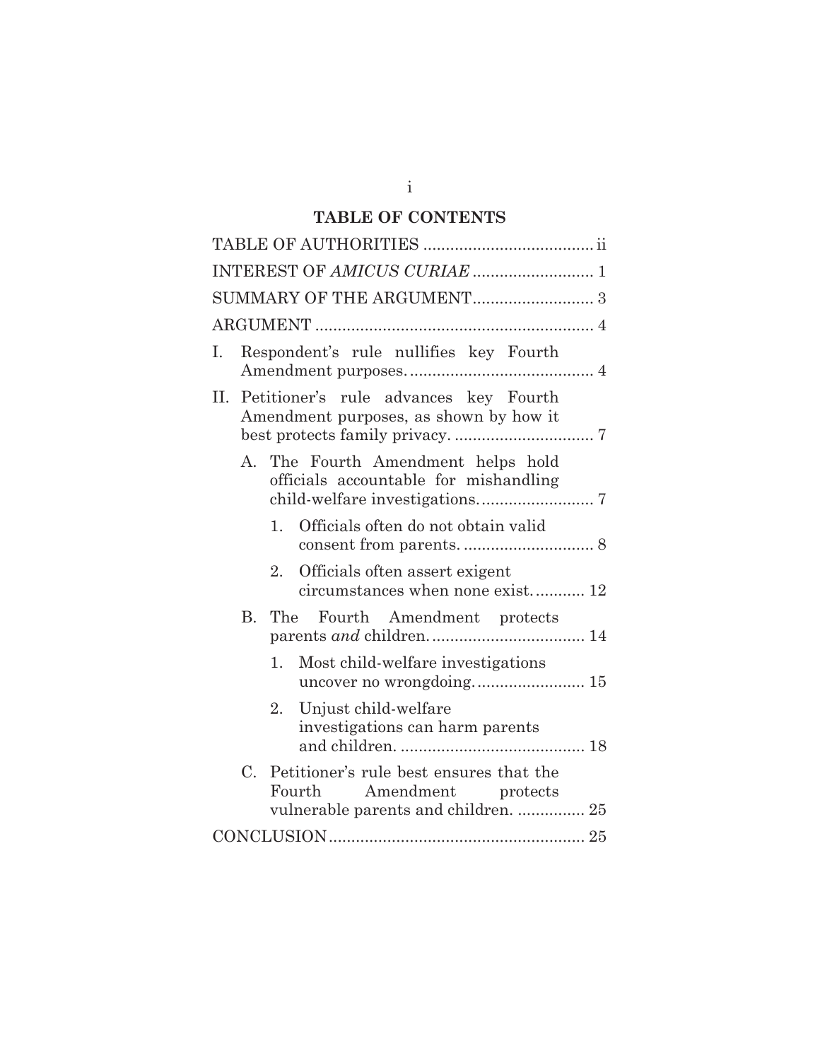## TABLE OF CONTENTS

TABLE OF AUTHORITIES ..................................... ii

INTEREST OF *AMICUS CURIAE* .......................... 1

SUMMARY OF THE ARGUMENT.......................... 3

ARGUMENT ............................................................ 4

I. Respondent's rule nullifies key Fourth Amendment purposes......................................... 4

II. Petitioner's rule advances key Fourth Amendment purposes, as shown by how it best protects family privacy. .............................. 7

   A. The Fourth Amendment helps hold officials accountable for mishandling child-welfare investigations......................... 7

      1. Officials often do not obtain valid consent from parents. ............................ 8

      2. Officials often assert exigent circumstances when none exist........... 12

   B. The Fourth Amendment protects parents *and* children.................................. 14

      1. Most child-welfare investigations uncover no wrongdoing........................ 15

      2. Unjust child-welfare investigations can harm parents and children. ......................................... 18

   C. Petitioner's rule best ensures that the Fourth Amendment protects vulnerable parents and children. ............... 25

CONCLUSION......................................................... 25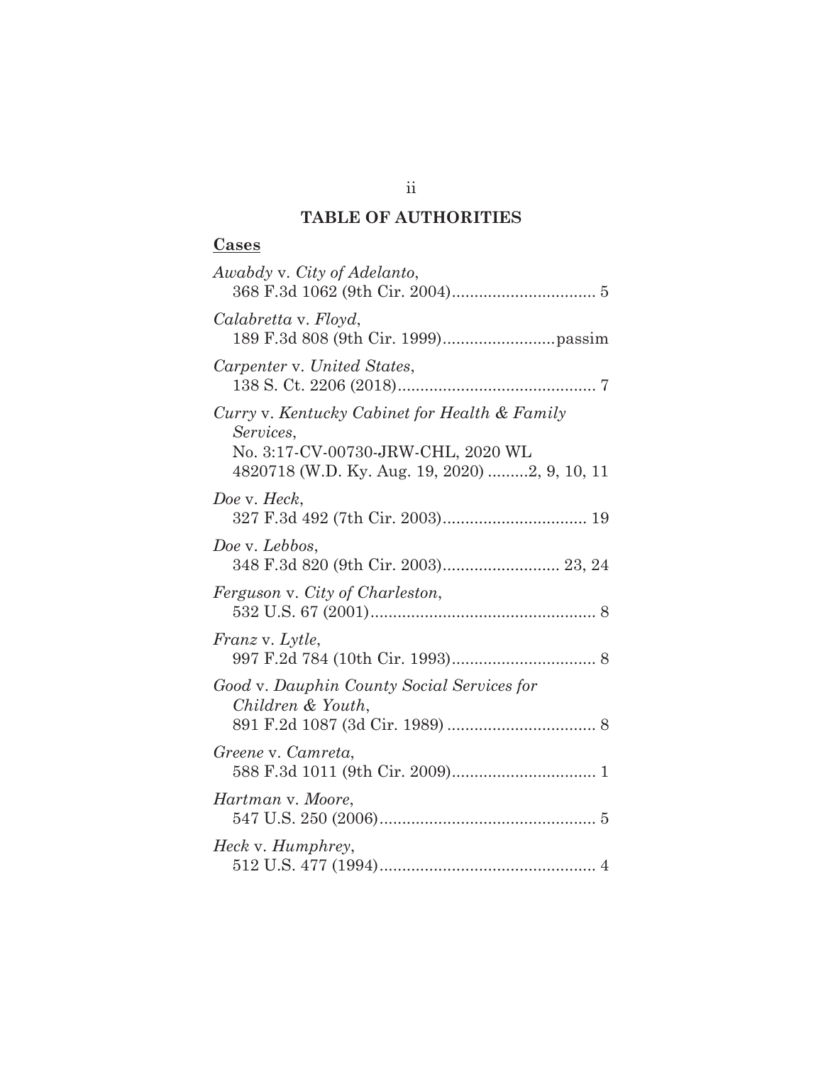## TABLE OF AUTHORITIES

**Cases**

*Awabdy* v. *City of Adelanto*,
368 F.3d 1062 (9th Cir. 2004)................................ 5

*Calabretta* v. *Floyd*,
189 F.3d 808 (9th Cir. 1999).........................passim

*Carpenter* v. *United States*,
138 S. Ct. 2206 (2018)............................................ 7

*Curry* v. *Kentucky Cabinet for Health & Family Services*,
No. 3:17-CV-00730-JRW-CHL, 2020 WL 4820718 (W.D. Ky. Aug. 19, 2020) .........2, 9, 10, 11

*Doe* v. *Heck*,
327 F.3d 492 (7th Cir. 2003)................................ 19

*Doe* v. *Lebbos*,
348 F.3d 820 (9th Cir. 2003).......................... 23, 24

*Ferguson* v. *City of Charleston*,
532 U.S. 67 (2001).................................................. 8

*Franz* v. *Lytle*,
997 F.2d 784 (10th Cir. 1993)................................ 8

*Good* v. *Dauphin County Social Services for Children & Youth*,
891 F.2d 1087 (3d Cir. 1989) ................................. 8

*Greene* v. *Camreta*,
588 F.3d 1011 (9th Cir. 2009)................................ 1

*Hartman* v. *Moore*,
547 U.S. 250 (2006)................................................ 5

*Heck* v. *Humphrey*,
512 U.S. 477 (1994)................................................ 4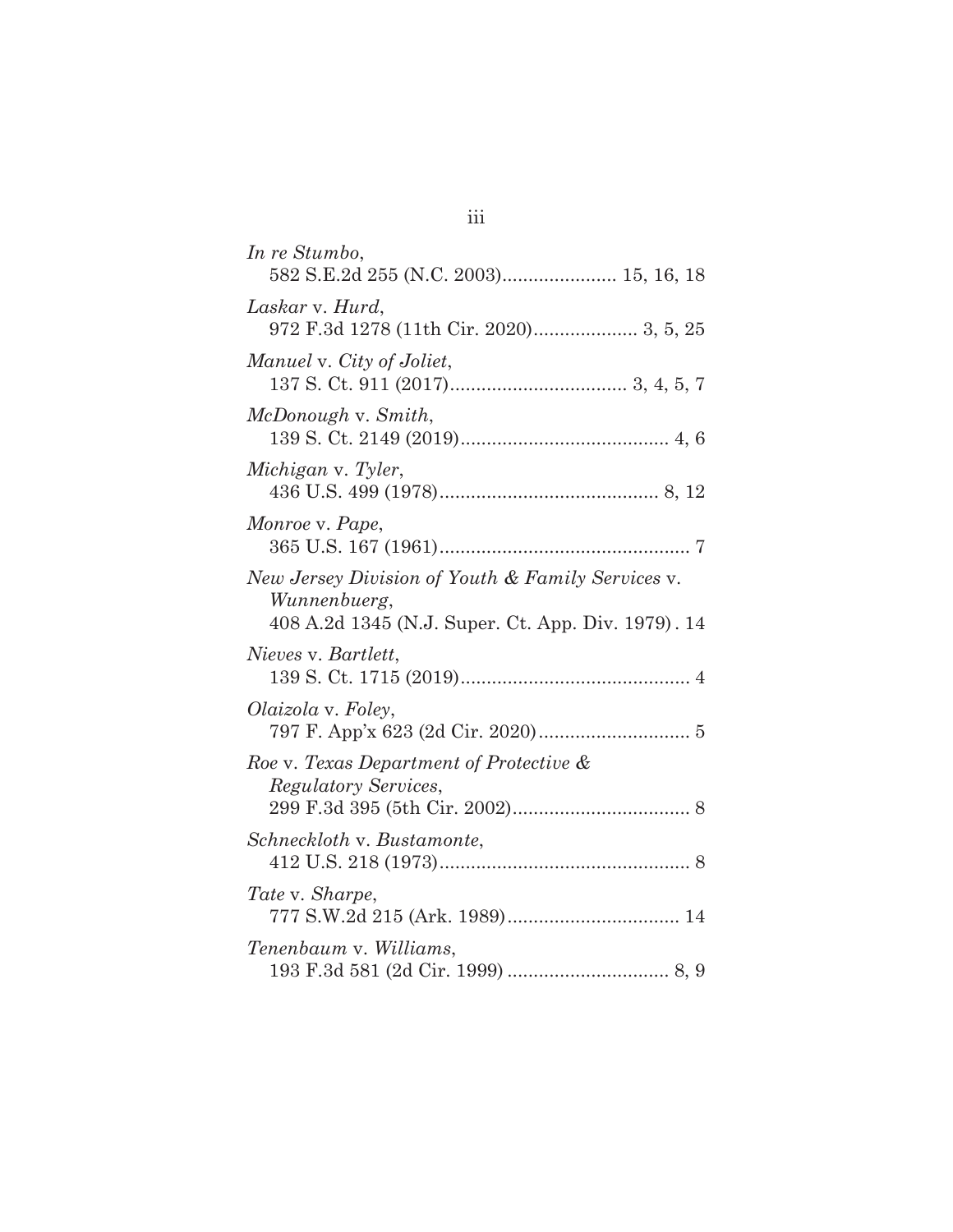*In re Stumbo*,
582 S.E.2d 255 (N.C. 2003)...................... 15, 16, 18

*Laskar* v. *Hurd*,
972 F.3d 1278 (11th Cir. 2020).................... 3, 5, 25

*Manuel* v. *City of Joliet*,
137 S. Ct. 911 (2017).................................. 3, 4, 5, 7

*McDonough* v. *Smith*,
139 S. Ct. 2149 (2019)........................................ 4, 6

*Michigan* v. *Tyler*,
436 U.S. 499 (1978).......................................... 8, 12

*Monroe* v. *Pape*,
365 U.S. 167 (1961)................................................ 7

*New Jersey Division of Youth & Family Services* v. *Wunnenbuerg*,
408 A.2d 1345 (N.J. Super. Ct. App. Div. 1979) . 14

*Nieves* v. *Bartlett*,
139 S. Ct. 1715 (2019)............................................ 4

*Olaizola* v. *Foley*,
797 F. App'x 623 (2d Cir. 2020)............................. 5

*Roe* v. *Texas Department of Protective & Regulatory Services*,
299 F.3d 395 (5th Cir. 2002).................................. 8

*Schneckloth* v. *Bustamonte*,
412 U.S. 218 (1973)................................................ 8

*Tate* v. *Sharpe*,
777 S.W.2d 215 (Ark. 1989)................................. 14

*Tenenbaum* v. *Williams*,
193 F.3d 581 (2d Cir. 1999) ............................... 8, 9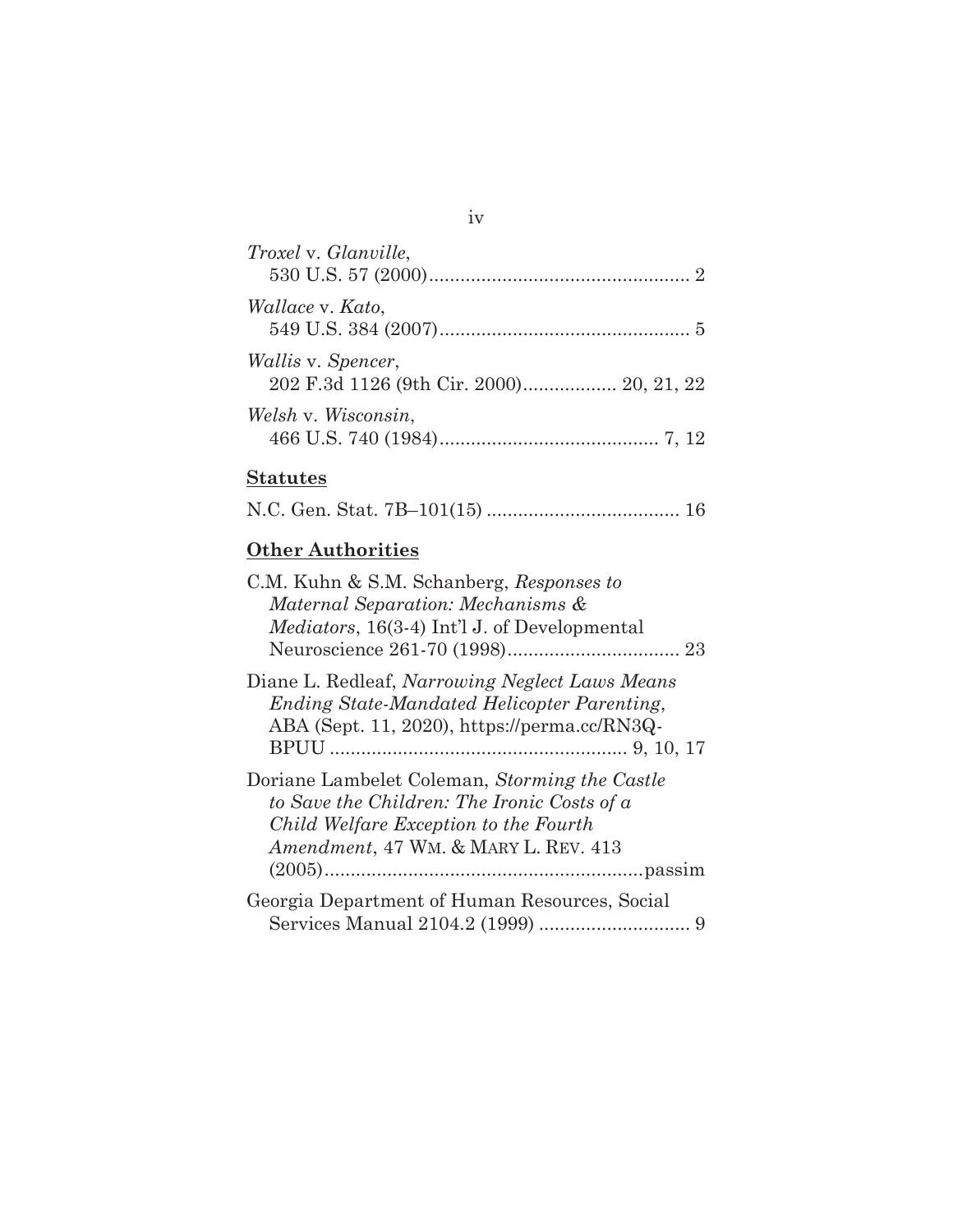*Troxel* v. *Glanville*,
530 U.S. 57 (2000).................................................. 2

*Wallace* v. *Kato*,
549 U.S. 384 (2007)................................................ 5

*Wallis* v. *Spencer*,
202 F.3d 1126 (9th Cir. 2000).................. 20, 21, 22

*Welsh* v. *Wisconsin*,
466 U.S. 740 (1984).......................................... 7, 12

**Statutes**

N.C. Gen. Stat. 7B–101(15) ..................................... 16

**Other Authorities**

C.M. Kuhn & S.M. Schanberg, *Responses to Maternal Separation: Mechanisms & Mediators*, 16(3-4) Int'l J. of Developmental Neuroscience 261-70 (1998)................................. 23

Diane L. Redleaf, *Narrowing Neglect Laws Means Ending State-Mandated Helicopter Parenting*, ABA (Sept. 11, 2020), https://perma.cc/RN3Q-BPUU ......................................................... 9, 10, 17

Doriane Lambelet Coleman, *Storming the Castle to Save the Children: The Ironic Costs of a Child Welfare Exception to the Fourth Amendment*, 47 WM. & MARY L. REV. 413 (2005)............................................................passim

Georgia Department of Human Resources, Social Services Manual 2104.2 (1999) ............................. 9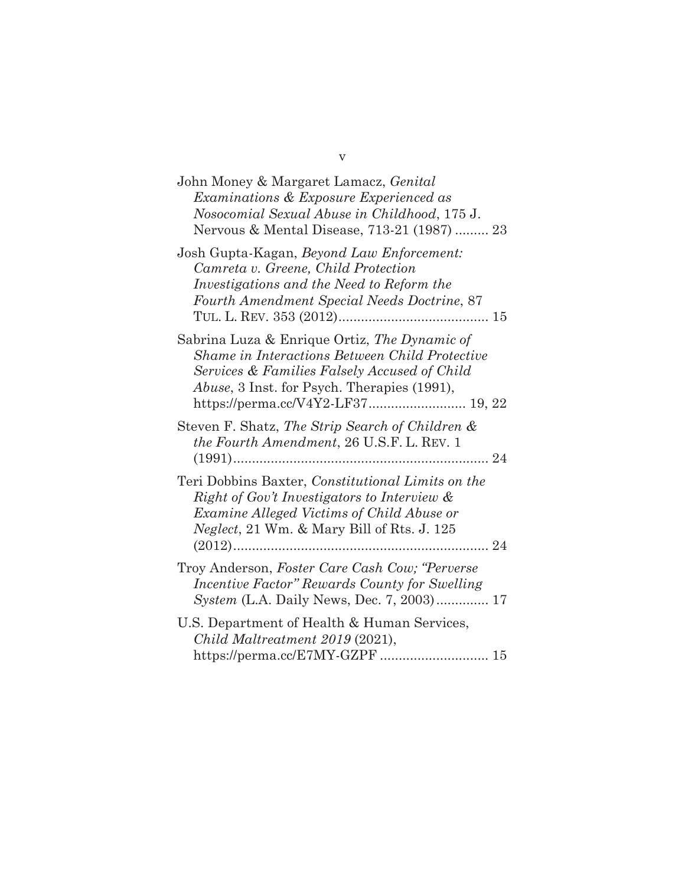John Money & Margaret Lamacz, *Genital Examinations & Exposure Experienced as Nosocomial Sexual Abuse in Childhood*, 175 J. Nervous & Mental Disease, 713-21 (1987) ......... 23

Josh Gupta-Kagan, *Beyond Law Enforcement: Camreta v. Greene, Child Protection Investigations and the Need to Reform the Fourth Amendment Special Needs Doctrine*, 87 TUL. L. REV. 353 (2012)........................................ 15

Sabrina Luza & Enrique Ortiz, *The Dynamic of Shame in Interactions Between Child Protective Services & Families Falsely Accused of Child Abuse*, 3 Inst. for Psych. Therapies (1991), https://perma.cc/V4Y2-LF37.......................... 19, 22

Steven F. Shatz, *The Strip Search of Children & the Fourth Amendment*, 26 U.S.F. L. REV. 1 (1991)..................................................................... 24

Teri Dobbins Baxter, *Constitutional Limits on the Right of Gov't Investigators to Interview & Examine Alleged Victims of Child Abuse or Neglect*, 21 Wm. & Mary Bill of Rts. J. 125 (2012)..................................................................... 24

Troy Anderson, *Foster Care Cash Cow; "Perverse Incentive Factor" Rewards County for Swelling System* (L.A. Daily News, Dec. 7, 2003).............. 17

U.S. Department of Health & Human Services, *Child Maltreatment 2019* (2021), https://perma.cc/E7MY-GZPF ............................ 15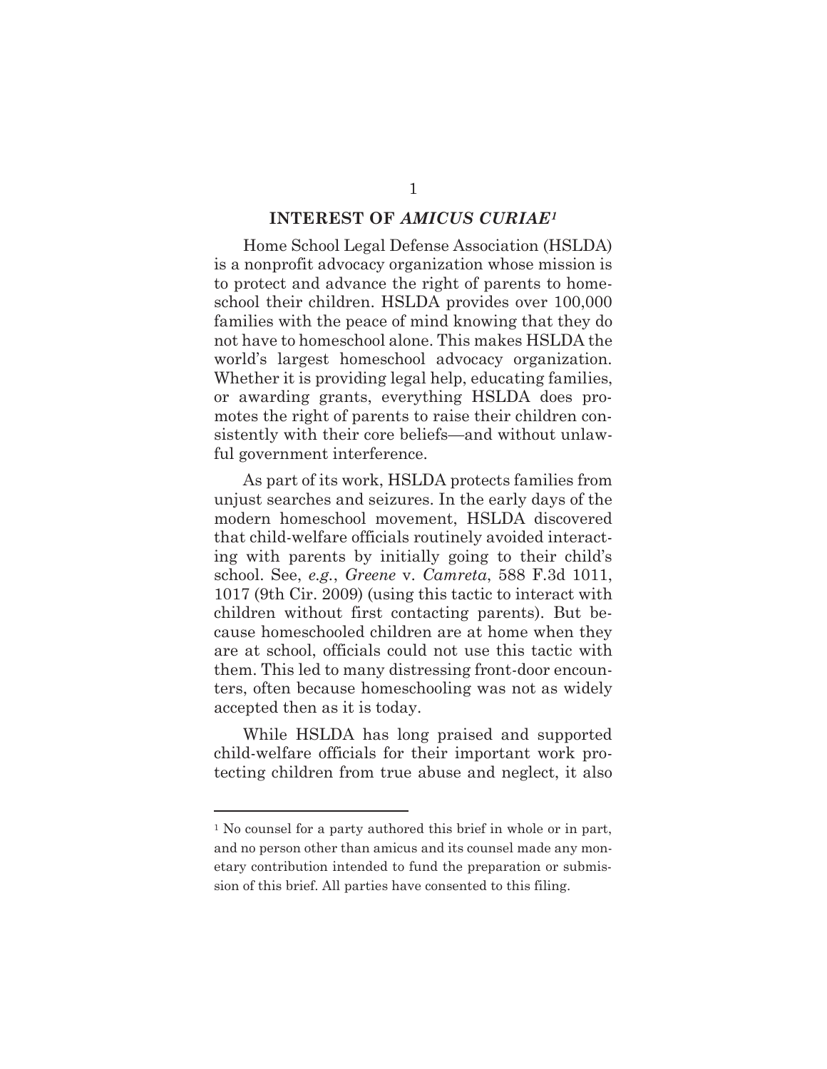## INTEREST OF *AMICUS CURIAE*[1]

Home School Legal Defense Association (HSLDA) is a nonprofit advocacy organization whose mission is to protect and advance the right of parents to homeschool their children. HSLDA provides over 100,000 families with the peace of mind knowing that they do not have to homeschool alone. This makes HSLDA the world's largest homeschool advocacy organization. Whether it is providing legal help, educating families, or awarding grants, everything HSLDA does promotes the right of parents to raise their children consistently with their core beliefs—and without unlawful government interference.

As part of its work, HSLDA protects families from unjust searches and seizures. In the early days of the modern homeschool movement, HSLDA discovered that child-welfare officials routinely avoided interacting with parents by initially going to their child's school. See, *e.g.*, *Greene* v. *Camreta*, 588 F.3d 1011, 1017 (9th Cir. 2009) (using this tactic to interact with children without first contacting parents). But because homeschooled children are at home when they are at school, officials could not use this tactic with them. This led to many distressing front-door encounters, often because homeschooling was not as widely accepted then as it is today.

While HSLDA has long praised and supported child-welfare officials for their important work protecting children from true abuse and neglect, it also

---

[1] No counsel for a party authored this brief in whole or in part, and no person other than amicus and its counsel made any monetary contribution intended to fund the preparation or submission of this brief. All parties have consented to this filing.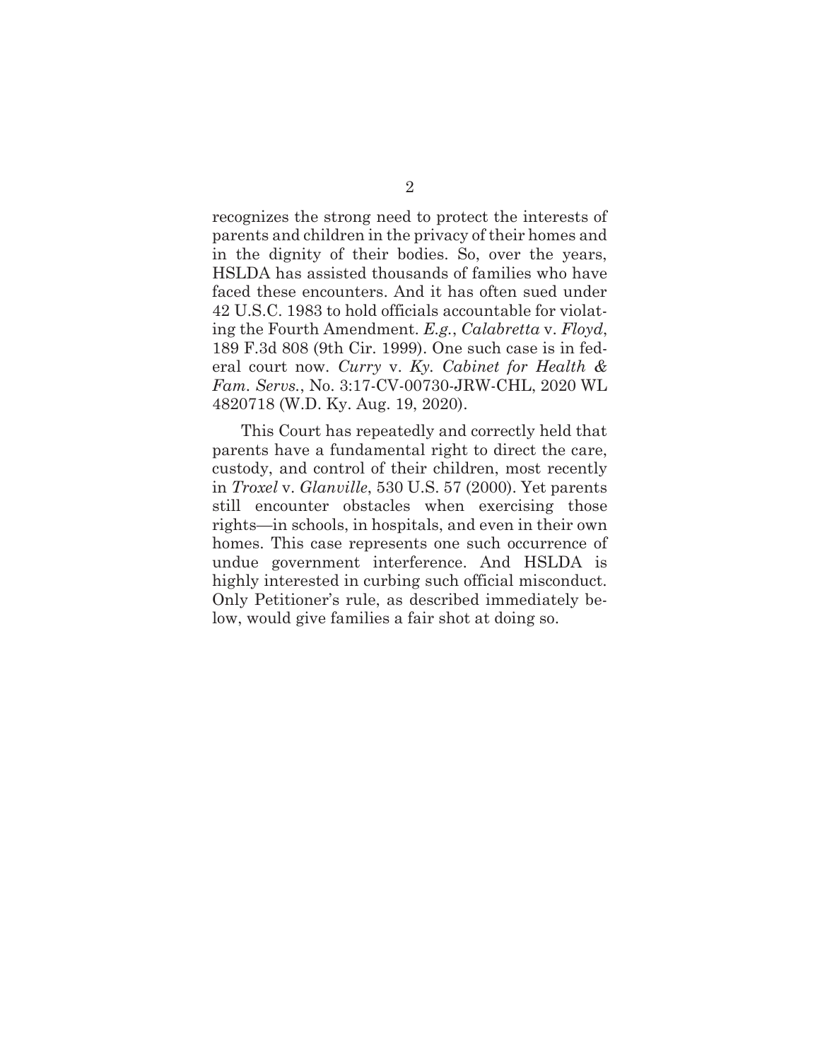recognizes the strong need to protect the interests of parents and children in the privacy of their homes and in the dignity of their bodies. So, over the years, HSLDA has assisted thousands of families who have faced these encounters. And it has often sued under 42 U.S.C. 1983 to hold officials accountable for violating the Fourth Amendment. *E.g.*, *Calabretta* v. *Floyd*, 189 F.3d 808 (9th Cir. 1999). One such case is in federal court now. *Curry* v. *Ky. Cabinet for Health & Fam. Servs.*, No. 3:17-CV-00730-JRW-CHL, 2020 WL 4820718 (W.D. Ky. Aug. 19, 2020).

This Court has repeatedly and correctly held that parents have a fundamental right to direct the care, custody, and control of their children, most recently in *Troxel* v. *Glanville*, 530 U.S. 57 (2000). Yet parents still encounter obstacles when exercising those rights—in schools, in hospitals, and even in their own homes. This case represents one such occurrence of undue government interference. And HSLDA is highly interested in curbing such official misconduct. Only Petitioner's rule, as described immediately below, would give families a fair shot at doing so.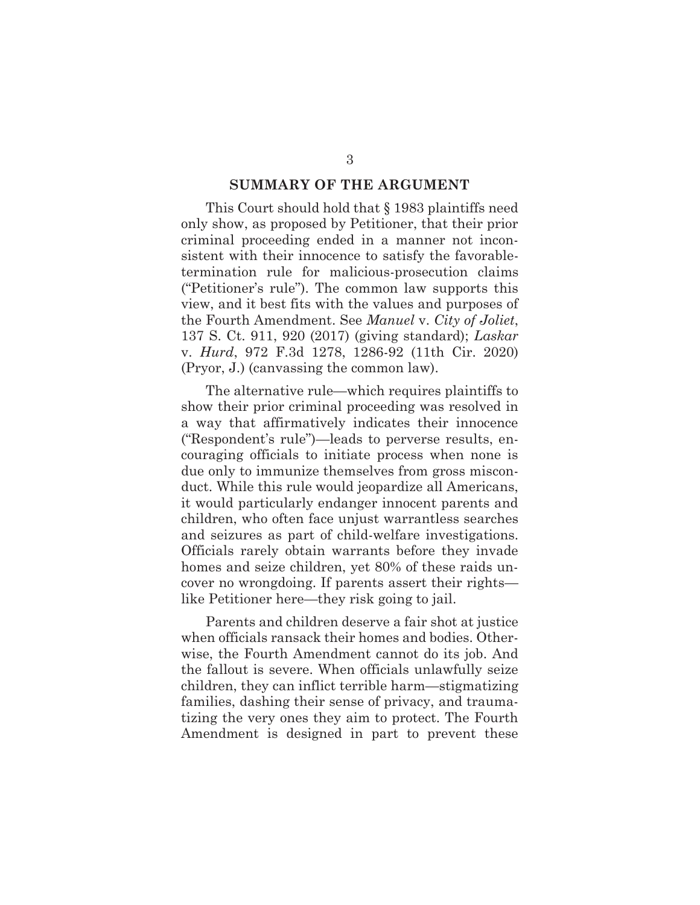## SUMMARY OF THE ARGUMENT

This Court should hold that § 1983 plaintiffs need only show, as proposed by Petitioner, that their prior criminal proceeding ended in a manner not inconsistent with their innocence to satisfy the favorable-termination rule for malicious-prosecution claims ("Petitioner's rule"). The common law supports this view, and it best fits with the values and purposes of the Fourth Amendment. See *Manuel* v. *City of Joliet*, 137 S. Ct. 911, 920 (2017) (giving standard); *Laskar* v. *Hurd*, 972 F.3d 1278, 1286-92 (11th Cir. 2020) (Pryor, J.) (canvassing the common law).

The alternative rule—which requires plaintiffs to show their prior criminal proceeding was resolved in a way that affirmatively indicates their innocence ("Respondent's rule")—leads to perverse results, encouraging officials to initiate process when none is due only to immunize themselves from gross misconduct. While this rule would jeopardize all Americans, it would particularly endanger innocent parents and children, who often face unjust warrantless searches and seizures as part of child-welfare investigations. Officials rarely obtain warrants before they invade homes and seize children, yet 80% of these raids uncover no wrongdoing. If parents assert their rights—like Petitioner here—they risk going to jail.

Parents and children deserve a fair shot at justice when officials ransack their homes and bodies. Otherwise, the Fourth Amendment cannot do its job. And the fallout is severe. When officials unlawfully seize children, they can inflict terrible harm—stigmatizing families, dashing their sense of privacy, and traumatizing the very ones they aim to protect. The Fourth Amendment is designed in part to prevent these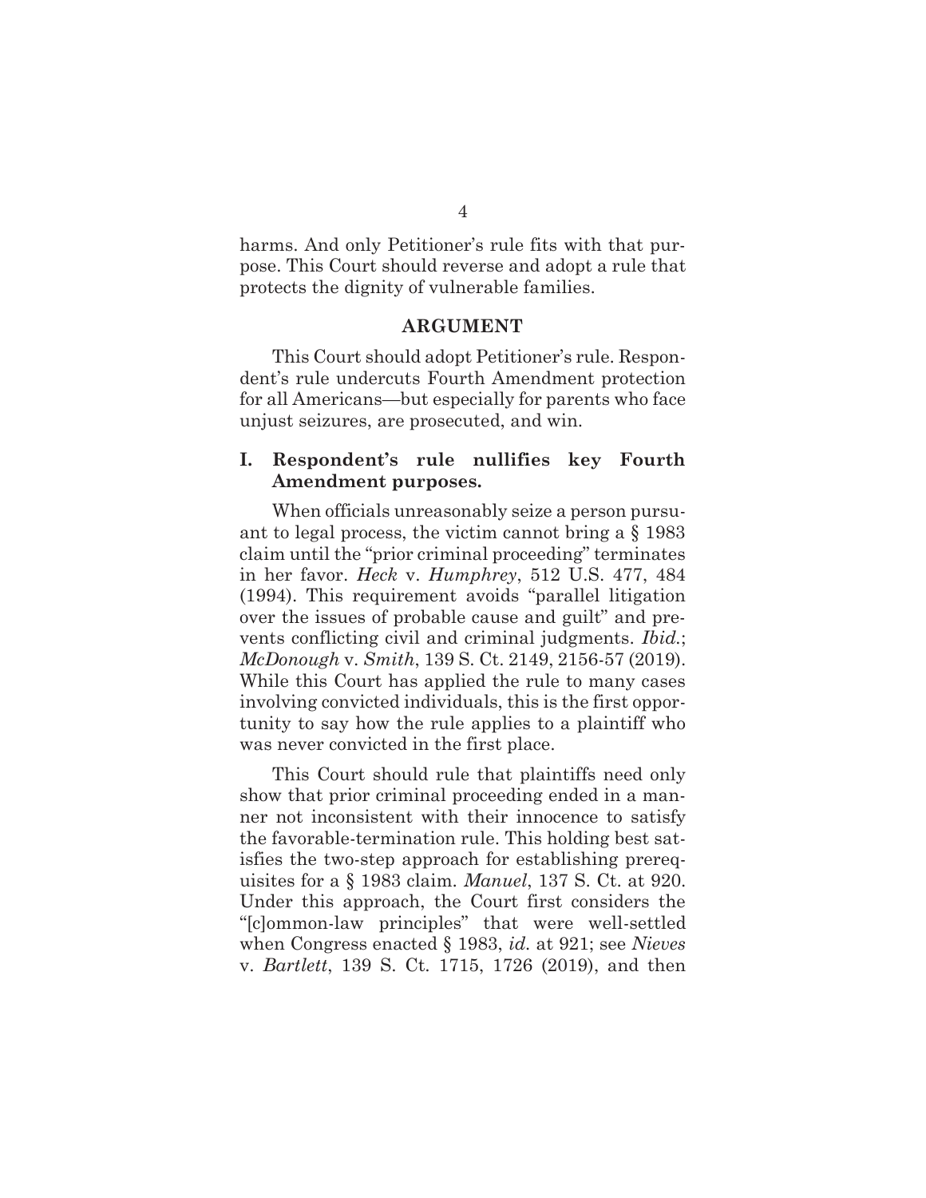harms. And only Petitioner's rule fits with that purpose. This Court should reverse and adopt a rule that protects the dignity of vulnerable families.

## ARGUMENT

This Court should adopt Petitioner's rule. Respondent's rule undercuts Fourth Amendment protection for all Americans—but especially for parents who face unjust seizures, are prosecuted, and win.

### I. Respondent's rule nullifies key Fourth Amendment purposes.

When officials unreasonably seize a person pursuant to legal process, the victim cannot bring a § 1983 claim until the "prior criminal proceeding" terminates in her favor. *Heck* v. *Humphrey*, 512 U.S. 477, 484 (1994). This requirement avoids "parallel litigation over the issues of probable cause and guilt" and prevents conflicting civil and criminal judgments. *Ibid.*; *McDonough* v. *Smith*, 139 S. Ct. 2149, 2156-57 (2019). While this Court has applied the rule to many cases involving convicted individuals, this is the first opportunity to say how the rule applies to a plaintiff who was never convicted in the first place.

This Court should rule that plaintiffs need only show that prior criminal proceeding ended in a manner not inconsistent with their innocence to satisfy the favorable-termination rule. This holding best satisfies the two-step approach for establishing prerequisites for a § 1983 claim. *Manuel*, 137 S. Ct. at 920. Under this approach, the Court first considers the "[c]ommon-law principles" that were well-settled when Congress enacted § 1983, *id.* at 921; see *Nieves* v. *Bartlett*, 139 S. Ct. 1715, 1726 (2019), and then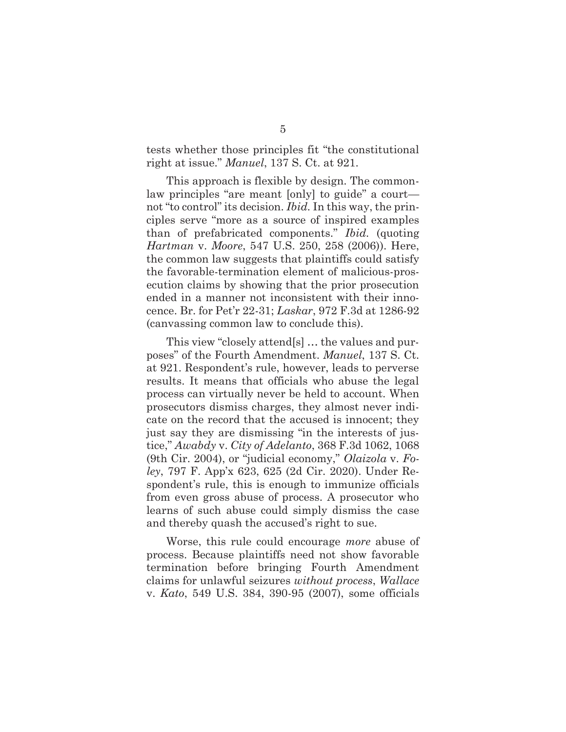tests whether those principles fit "the constitutional right at issue." *Manuel*, 137 S. Ct. at 921.

This approach is flexible by design. The common-law principles "are meant [only] to guide" a court—not "to control" its decision. *Ibid.* In this way, the principles serve "more as a source of inspired examples than of prefabricated components." *Ibid.* (quoting *Hartman* v. *Moore*, 547 U.S. 250, 258 (2006)). Here, the common law suggests that plaintiffs could satisfy the favorable-termination element of malicious-prosecution claims by showing that the prior prosecution ended in a manner not inconsistent with their innocence. Br. for Pet'r 22-31; *Laskar*, 972 F.3d at 1286-92 (canvassing common law to conclude this).

This view "closely attend[s] … the values and purposes" of the Fourth Amendment. *Manuel*, 137 S. Ct. at 921. Respondent's rule, however, leads to perverse results. It means that officials who abuse the legal process can virtually never be held to account. When prosecutors dismiss charges, they almost never indicate on the record that the accused is innocent; they just say they are dismissing "in the interests of justice," *Awabdy* v. *City of Adelanto*, 368 F.3d 1062, 1068 (9th Cir. 2004), or "judicial economy," *Olaizola* v. *Foley*, 797 F. App'x 623, 625 (2d Cir. 2020). Under Respondent's rule, this is enough to immunize officials from even gross abuse of process. A prosecutor who learns of such abuse could simply dismiss the case and thereby quash the accused's right to sue.

Worse, this rule could encourage *more* abuse of process. Because plaintiffs need not show favorable termination before bringing Fourth Amendment claims for unlawful seizures *without process*, *Wallace* v. *Kato*, 549 U.S. 384, 390-95 (2007), some officials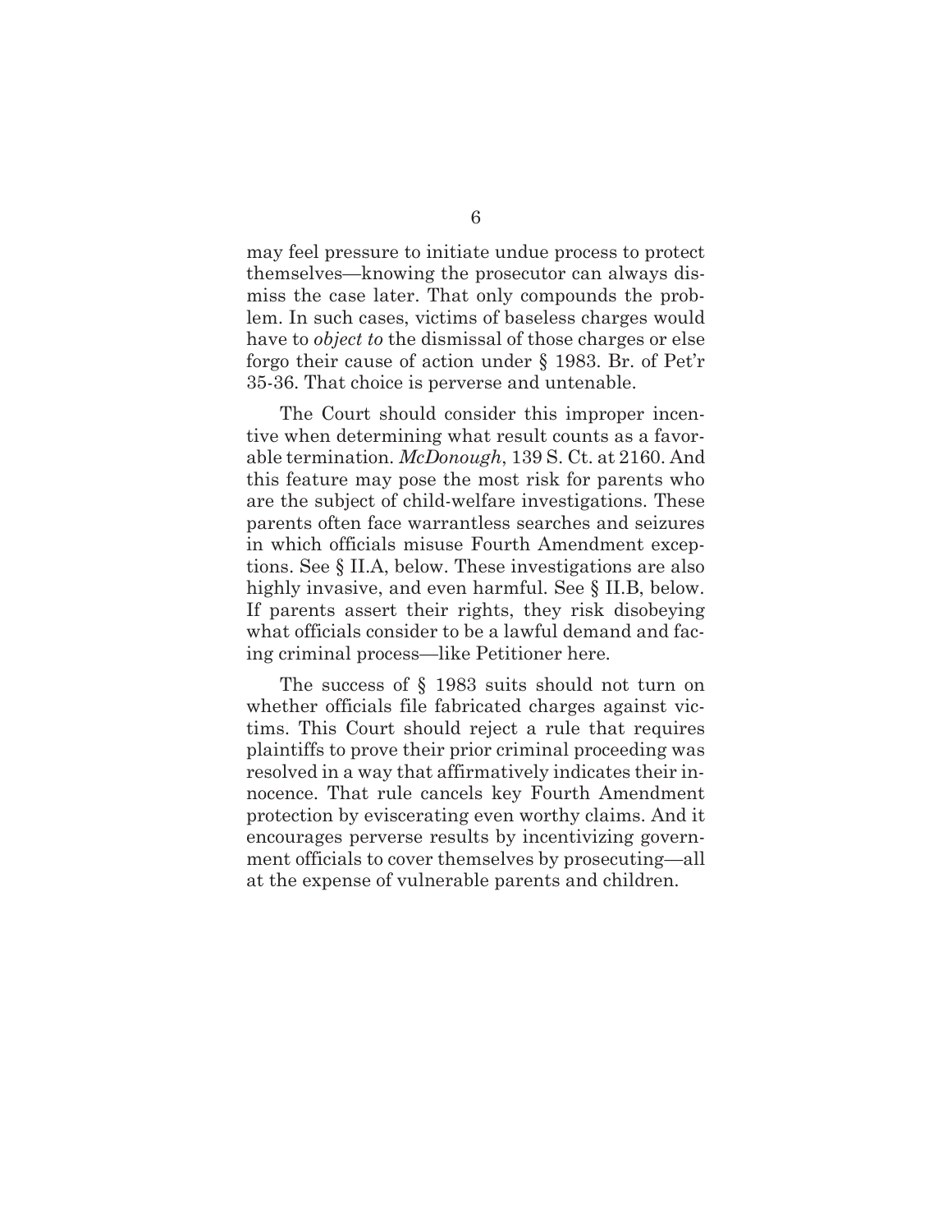may feel pressure to initiate undue process to protect themselves—knowing the prosecutor can always dismiss the case later. That only compounds the problem. In such cases, victims of baseless charges would have to *object to* the dismissal of those charges or else forgo their cause of action under § 1983. Br. of Pet'r 35-36. That choice is perverse and untenable.

The Court should consider this improper incentive when determining what result counts as a favorable termination. *McDonough*, 139 S. Ct. at 2160. And this feature may pose the most risk for parents who are the subject of child-welfare investigations. These parents often face warrantless searches and seizures in which officials misuse Fourth Amendment exceptions. See § II.A, below. These investigations are also highly invasive, and even harmful. See § II.B, below. If parents assert their rights, they risk disobeying what officials consider to be a lawful demand and facing criminal process—like Petitioner here.

The success of § 1983 suits should not turn on whether officials file fabricated charges against victims. This Court should reject a rule that requires plaintiffs to prove their prior criminal proceeding was resolved in a way that affirmatively indicates their innocence. That rule cancels key Fourth Amendment protection by eviscerating even worthy claims. And it encourages perverse results by incentivizing government officials to cover themselves by prosecuting—all at the expense of vulnerable parents and children.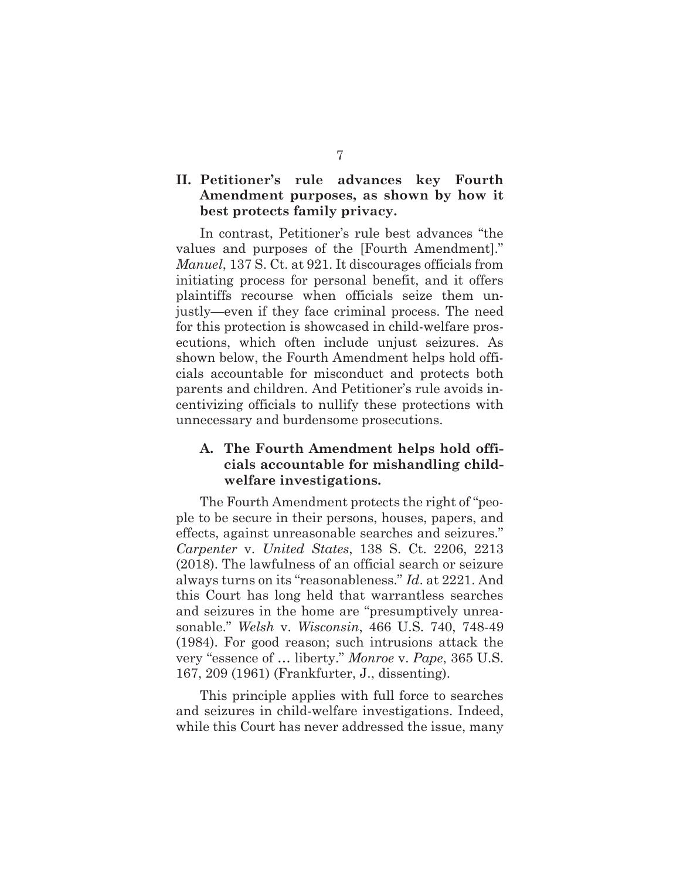## II. Petitioner's rule advances key Fourth Amendment purposes, as shown by how it best protects family privacy.

In contrast, Petitioner's rule best advances "the values and purposes of the [Fourth Amendment]." *Manuel*, 137 S. Ct. at 921. It discourages officials from initiating process for personal benefit, and it offers plaintiffs recourse when officials seize them unjustly—even if they face criminal process. The need for this protection is showcased in child-welfare prosecutions, which often include unjust seizures. As shown below, the Fourth Amendment helps hold officials accountable for misconduct and protects both parents and children. And Petitioner's rule avoids incentivizing officials to nullify these protections with unnecessary and burdensome prosecutions.

### A. The Fourth Amendment helps hold officials accountable for mishandling child-welfare investigations.

The Fourth Amendment protects the right of "people to be secure in their persons, houses, papers, and effects, against unreasonable searches and seizures." *Carpenter* v. *United States*, 138 S. Ct. 2206, 2213 (2018). The lawfulness of an official search or seizure always turns on its "reasonableness." *Id.* at 2221. And this Court has long held that warrantless searches and seizures in the home are "presumptively unreasonable." *Welsh* v. *Wisconsin*, 466 U.S. 740, 748-49 (1984). For good reason; such intrusions attack the very "essence of … liberty." *Monroe* v. *Pape*, 365 U.S. 167, 209 (1961) (Frankfurter, J., dissenting).

This principle applies with full force to searches and seizures in child-welfare investigations. Indeed, while this Court has never addressed the issue, many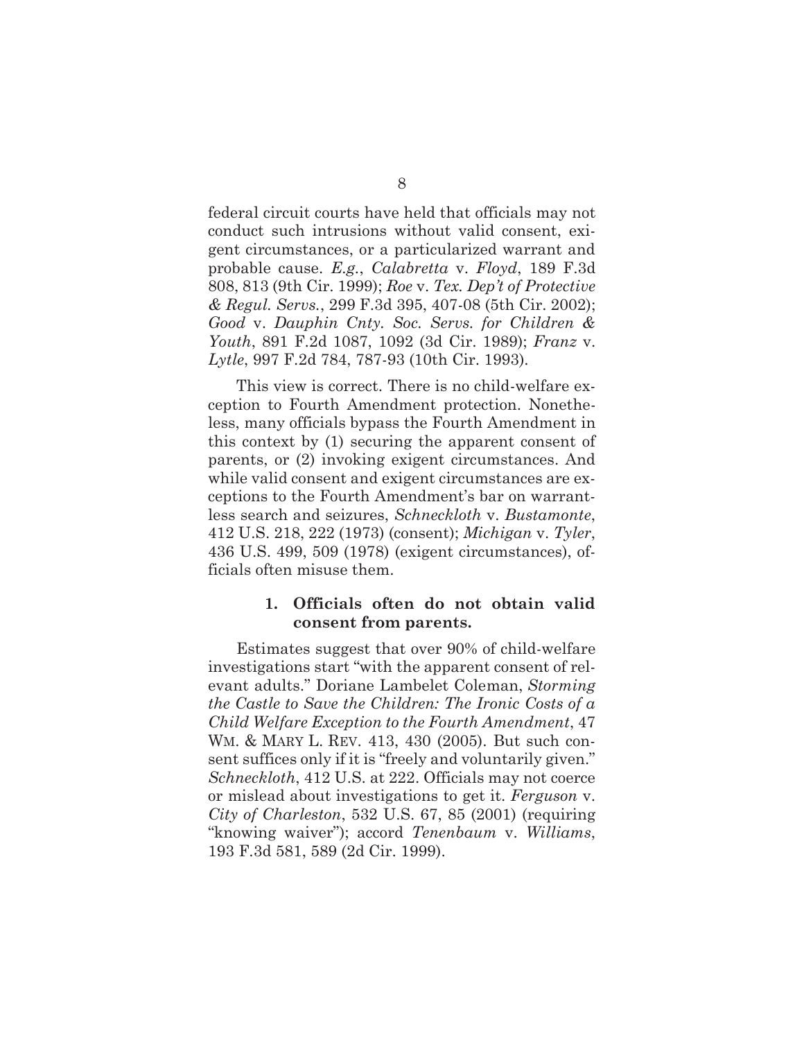federal circuit courts have held that officials may not conduct such intrusions without valid consent, exigent circumstances, or a particularized warrant and probable cause. *E.g.*, *Calabretta* v. *Floyd*, 189 F.3d 808, 813 (9th Cir. 1999); *Roe* v. *Tex. Dep't of Protective & Regul. Servs.*, 299 F.3d 395, 407-08 (5th Cir. 2002); *Good* v. *Dauphin Cnty. Soc. Servs. for Children & Youth*, 891 F.2d 1087, 1092 (3d Cir. 1989); *Franz* v. *Lytle*, 997 F.2d 784, 787-93 (10th Cir. 1993).

This view is correct. There is no child-welfare exception to Fourth Amendment protection. Nonetheless, many officials bypass the Fourth Amendment in this context by (1) securing the apparent consent of parents, or (2) invoking exigent circumstances. And while valid consent and exigent circumstances are exceptions to the Fourth Amendment's bar on warrantless search and seizures, *Schneckloth* v. *Bustamonte*, 412 U.S. 218, 222 (1973) (consent); *Michigan* v. *Tyler*, 436 U.S. 499, 509 (1978) (exigent circumstances), officials often misuse them.

### 1. Officials often do not obtain valid consent from parents.

Estimates suggest that over 90% of child-welfare investigations start "with the apparent consent of relevant adults." Doriane Lambelet Coleman, *Storming the Castle to Save the Children: The Ironic Costs of a Child Welfare Exception to the Fourth Amendment*, 47 WM. & MARY L. REV. 413, 430 (2005). But such consent suffices only if it is "freely and voluntarily given." *Schneckloth*, 412 U.S. at 222. Officials may not coerce or mislead about investigations to get it. *Ferguson* v. *City of Charleston*, 532 U.S. 67, 85 (2001) (requiring "knowing waiver"); accord *Tenenbaum* v. *Williams*, 193 F.3d 581, 589 (2d Cir. 1999).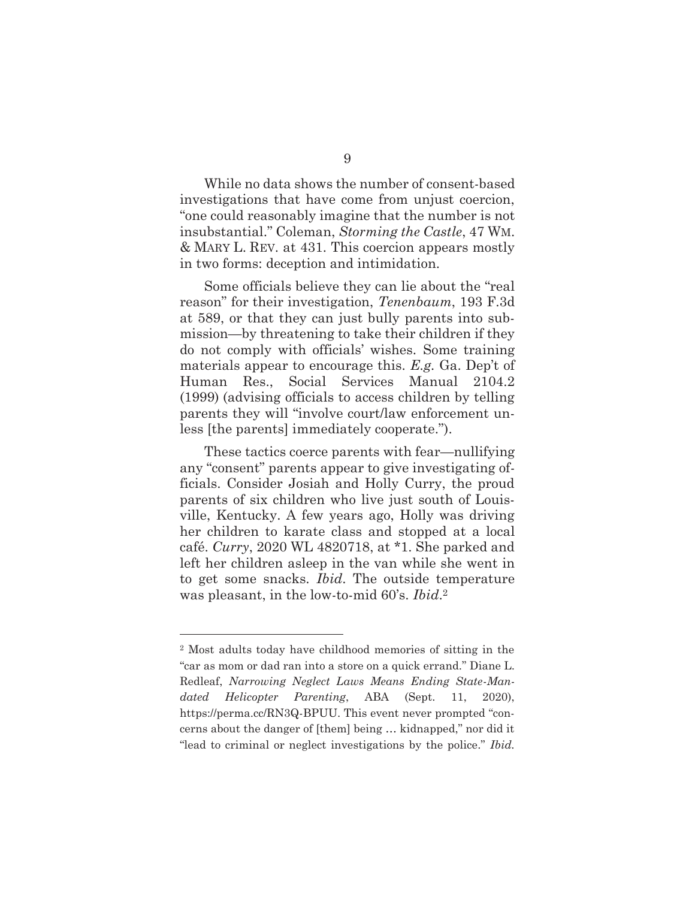While no data shows the number of consent-based investigations that have come from unjust coercion, "one could reasonably imagine that the number is not insubstantial." Coleman, *Storming the Castle*, 47 WM. & MARY L. REV. at 431. This coercion appears mostly in two forms: deception and intimidation.

Some officials believe they can lie about the "real reason" for their investigation, *Tenenbaum*, 193 F.3d at 589, or that they can just bully parents into submission—by threatening to take their children if they do not comply with officials' wishes. Some training materials appear to encourage this. *E.g.* Ga. Dep't of Human Res., Social Services Manual 2104.2 (1999) (advising officials to access children by telling parents they will "involve court/law enforcement unless [the parents] immediately cooperate.").

These tactics coerce parents with fear—nullifying any "consent" parents appear to give investigating officials. Consider Josiah and Holly Curry, the proud parents of six children who live just south of Louisville, Kentucky. A few years ago, Holly was driving her children to karate class and stopped at a local café. *Curry*, 2020 WL 4820718, at *1. She parked and left her children asleep in the van while she went in to get some snacks. *Ibid*. The outside temperature was pleasant, in the low-to-mid 60's. *Ibid*.[2]

---

[2] Most adults today have childhood memories of sitting in the "car as mom or dad ran into a store on a quick errand." Diane L. Redleaf, *Narrowing Neglect Laws Means Ending State-Mandated Helicopter Parenting*, ABA (Sept. 11, 2020), https://perma.cc/RN3Q-BPUU. This event never prompted "concerns about the danger of [them] being … kidnapped," nor did it "lead to criminal or neglect investigations by the police." *Ibid.*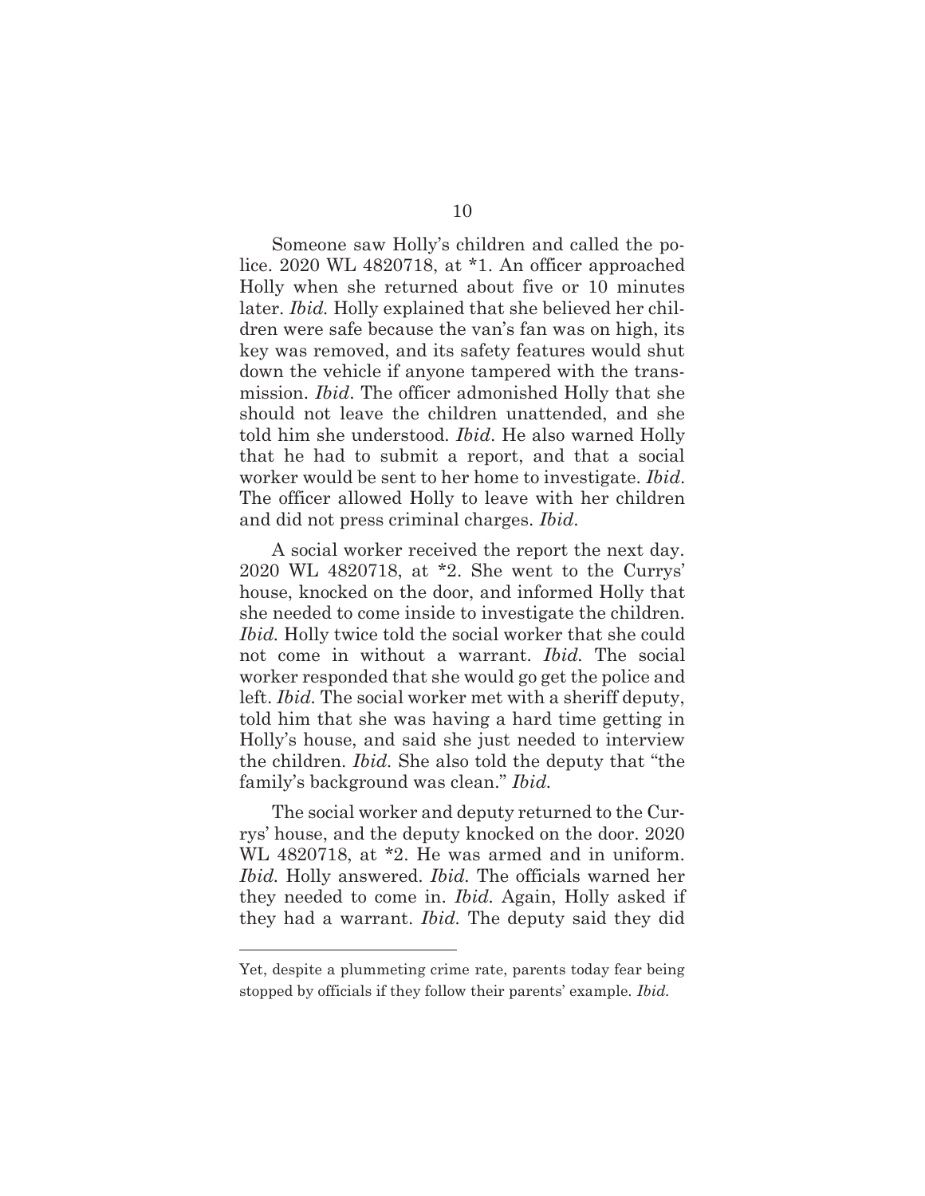Someone saw Holly's children and called the police. 2020 WL 4820718, at *1. An officer approached Holly when she returned about five or 10 minutes later. *Ibid.* Holly explained that she believed her children were safe because the van's fan was on high, its key was removed, and its safety features would shut down the vehicle if anyone tampered with the transmission. *Ibid.* The officer admonished Holly that she should not leave the children unattended, and she told him she understood. *Ibid.* He also warned Holly that he had to submit a report, and that a social worker would be sent to her home to investigate. *Ibid.* The officer allowed Holly to leave with her children and did not press criminal charges. *Ibid.*

A social worker received the report the next day. 2020 WL 4820718, at *2. She went to the Currys' house, knocked on the door, and informed Holly that she needed to come inside to investigate the children. *Ibid.* Holly twice told the social worker that she could not come in without a warrant. *Ibid.* The social worker responded that she would go get the police and left. *Ibid.* The social worker met with a sheriff deputy, told him that she was having a hard time getting in Holly's house, and said she just needed to interview the children. *Ibid.* She also told the deputy that "the family's background was clean." *Ibid.*

The social worker and deputy returned to the Currys' house, and the deputy knocked on the door. 2020 WL 4820718, at *2. He was armed and in uniform. *Ibid.* Holly answered. *Ibid.* The officials warned her they needed to come in. *Ibid.* Again, Holly asked if they had a warrant. *Ibid.* The deputy said they did

---

Yet, despite a plummeting crime rate, parents today fear being stopped by officials if they follow their parents' example. *Ibid.*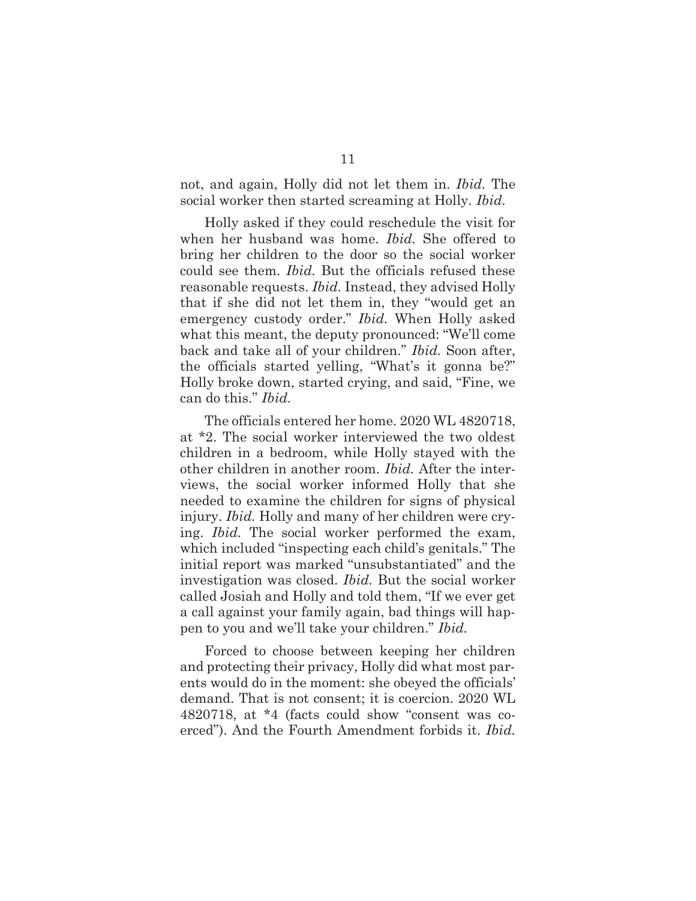not, and again, Holly did not let them in. *Ibid.* The social worker then started screaming at Holly. *Ibid.*

Holly asked if they could reschedule the visit for when her husband was home. *Ibid.* She offered to bring her children to the door so the social worker could see them. *Ibid.* But the officials refused these reasonable requests. *Ibid.* Instead, they advised Holly that if she did not let them in, they "would get an emergency custody order." *Ibid.* When Holly asked what this meant, the deputy pronounced: "We'll come back and take all of your children." *Ibid.* Soon after, the officials started yelling, "What's it gonna be?" Holly broke down, started crying, and said, "Fine, we can do this." *Ibid.*

The officials entered her home. 2020 WL 4820718, at *2. The social worker interviewed the two oldest children in a bedroom, while Holly stayed with the other children in another room. *Ibid.* After the interviews, the social worker informed Holly that she needed to examine the children for signs of physical injury. *Ibid.* Holly and many of her children were crying. *Ibid.* The social worker performed the exam, which included "inspecting each child's genitals." The initial report was marked "unsubstantiated" and the investigation was closed. *Ibid.* But the social worker called Josiah and Holly and told them, "If we ever get a call against your family again, bad things will happen to you and we'll take your children." *Ibid.*

Forced to choose between keeping her children and protecting their privacy, Holly did what most parents would do in the moment: she obeyed the officials' demand. That is not consent; it is coercion. 2020 WL 4820718, at *4 (facts could show "consent was coerced"). And the Fourth Amendment forbids it. *Ibid.*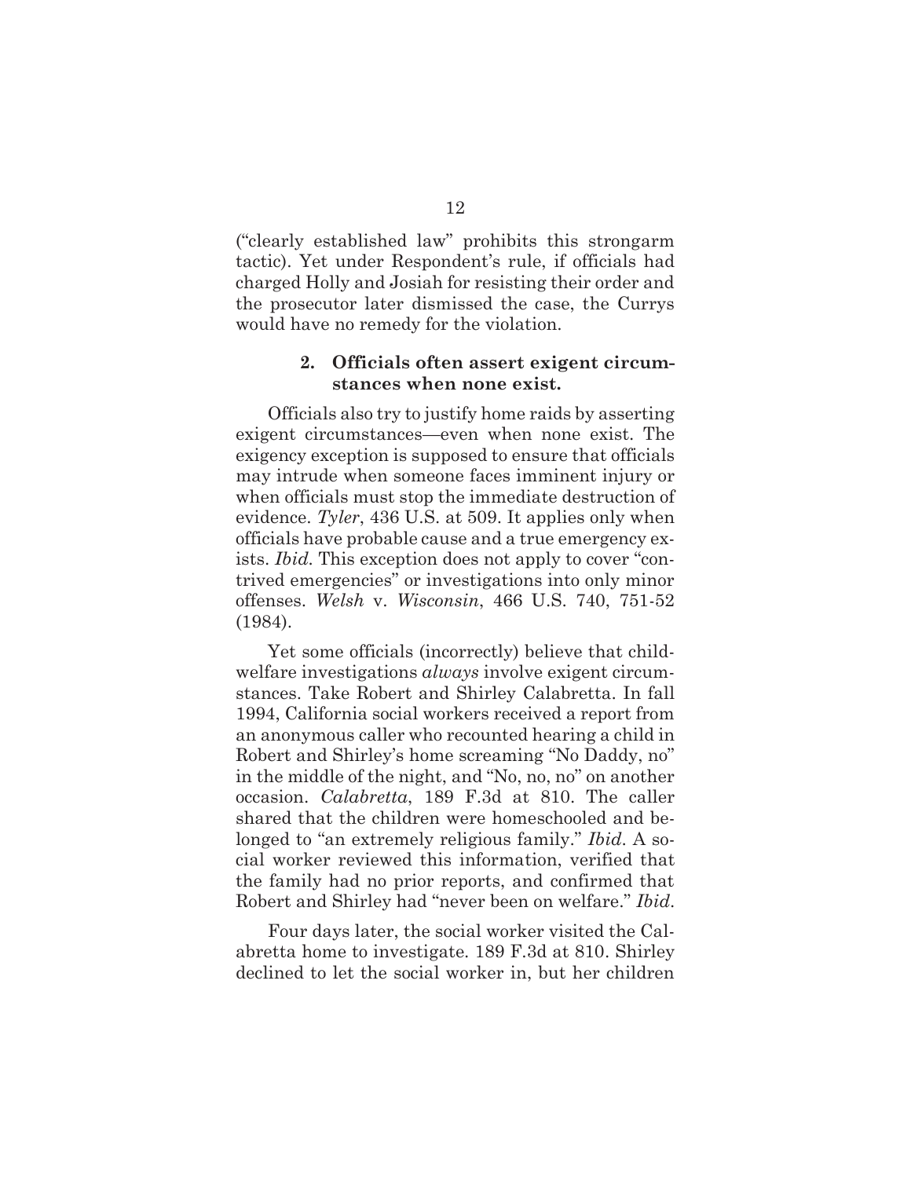("clearly established law" prohibits this strongarm tactic). Yet under Respondent's rule, if officials had charged Holly and Josiah for resisting their order and the prosecutor later dismissed the case, the Currys would have no remedy for the violation.

### 2. Officials often assert exigent circumstances when none exist.

Officials also try to justify home raids by asserting exigent circumstances—even when none exist. The exigency exception is supposed to ensure that officials may intrude when someone faces imminent injury or when officials must stop the immediate destruction of evidence. *Tyler*, 436 U.S. at 509. It applies only when officials have probable cause and a true emergency exists. *Ibid.* This exception does not apply to cover "contrived emergencies" or investigations into only minor offenses. *Welsh* v. *Wisconsin*, 466 U.S. 740, 751-52 (1984).

Yet some officials (incorrectly) believe that child-welfare investigations *always* involve exigent circumstances. Take Robert and Shirley Calabretta. In fall 1994, California social workers received a report from an anonymous caller who recounted hearing a child in Robert and Shirley's home screaming "No Daddy, no" in the middle of the night, and "No, no, no" on another occasion. *Calabretta*, 189 F.3d at 810. The caller shared that the children were homeschooled and belonged to "an extremely religious family." *Ibid.* A social worker reviewed this information, verified that the family had no prior reports, and confirmed that Robert and Shirley had "never been on welfare." *Ibid.*

Four days later, the social worker visited the Calabretta home to investigate. 189 F.3d at 810. Shirley declined to let the social worker in, but her children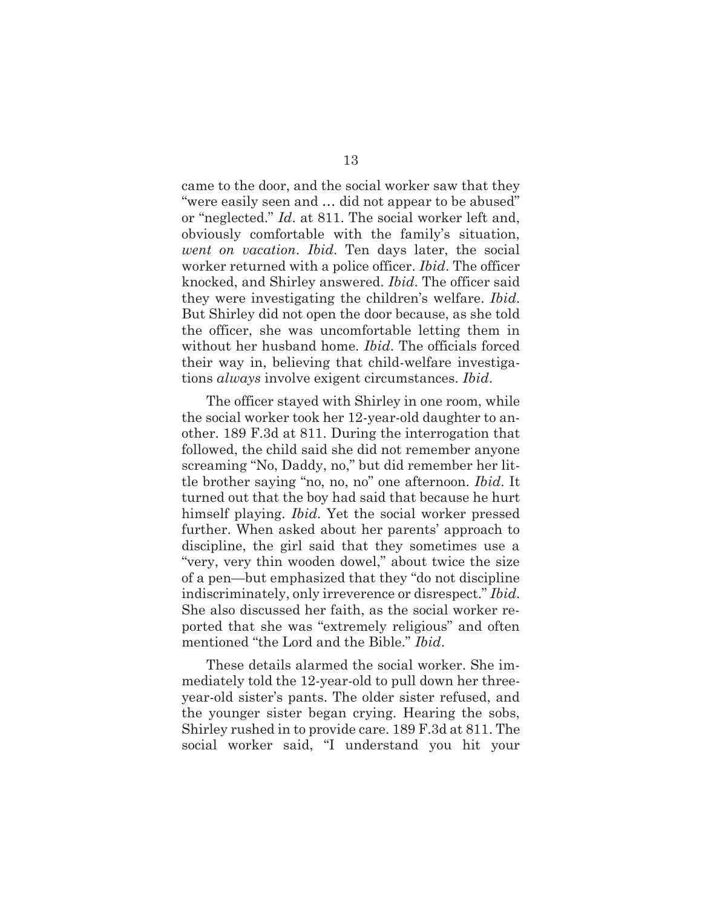came to the door, and the social worker saw that they "were easily seen and … did not appear to be abused" or "neglected." *Id*. at 811. The social worker left and, obviously comfortable with the family's situation, *went on vacation*. *Ibid*. Ten days later, the social worker returned with a police officer. *Ibid*. The officer knocked, and Shirley answered. *Ibid*. The officer said they were investigating the children's welfare. *Ibid*. But Shirley did not open the door because, as she told the officer, she was uncomfortable letting them in without her husband home. *Ibid*. The officials forced their way in, believing that child-welfare investigations *always* involve exigent circumstances. *Ibid*.

The officer stayed with Shirley in one room, while the social worker took her 12-year-old daughter to another. 189 F.3d at 811. During the interrogation that followed, the child said she did not remember anyone screaming "No, Daddy, no," but did remember her little brother saying "no, no, no" one afternoon. *Ibid*. It turned out that the boy had said that because he hurt himself playing. *Ibid*. Yet the social worker pressed further. When asked about her parents' approach to discipline, the girl said that they sometimes use a "very, very thin wooden dowel," about twice the size of a pen—but emphasized that they "do not discipline indiscriminately, only irreverence or disrespect." *Ibid*. She also discussed her faith, as the social worker reported that she was "extremely religious" and often mentioned "the Lord and the Bible." *Ibid*.

These details alarmed the social worker. She immediately told the 12-year-old to pull down her three-year-old sister's pants. The older sister refused, and the younger sister began crying. Hearing the sobs, Shirley rushed in to provide care. 189 F.3d at 811. The social worker said, "I understand you hit your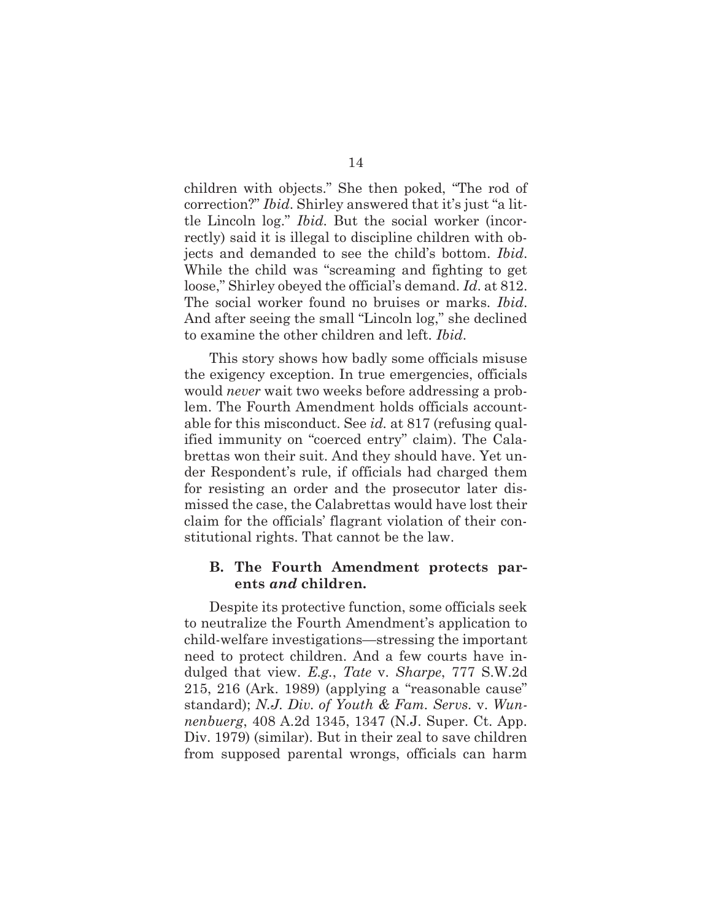children with objects." She then poked, "The rod of correction?" *Ibid*. Shirley answered that it's just "a little Lincoln log." *Ibid*. But the social worker (incorrectly) said it is illegal to discipline children with objects and demanded to see the child's bottom. *Ibid*. While the child was "screaming and fighting to get loose," Shirley obeyed the official's demand. *Id*. at 812. The social worker found no bruises or marks. *Ibid*. And after seeing the small "Lincoln log," she declined to examine the other children and left. *Ibid*.

This story shows how badly some officials misuse the exigency exception. In true emergencies, officials would *never* wait two weeks before addressing a problem. The Fourth Amendment holds officials accountable for this misconduct. See *id.* at 817 (refusing qualified immunity on "coerced entry" claim). The Calabrettas won their suit. And they should have. Yet under Respondent's rule, if officials had charged them for resisting an order and the prosecutor later dismissed the case, the Calabrettas would have lost their claim for the officials' flagrant violation of their constitutional rights. That cannot be the law.

### B. The Fourth Amendment protects parents *and* children.

Despite its protective function, some officials seek to neutralize the Fourth Amendment's application to child-welfare investigations—stressing the important need to protect children. And a few courts have indulged that view. *E.g.*, *Tate* v. *Sharpe*, 777 S.W.2d 215, 216 (Ark. 1989) (applying a "reasonable cause" standard); *N.J. Div. of Youth & Fam. Servs.* v. *Wunnenbuerg*, 408 A.2d 1345, 1347 (N.J. Super. Ct. App. Div. 1979) (similar). But in their zeal to save children from supposed parental wrongs, officials can harm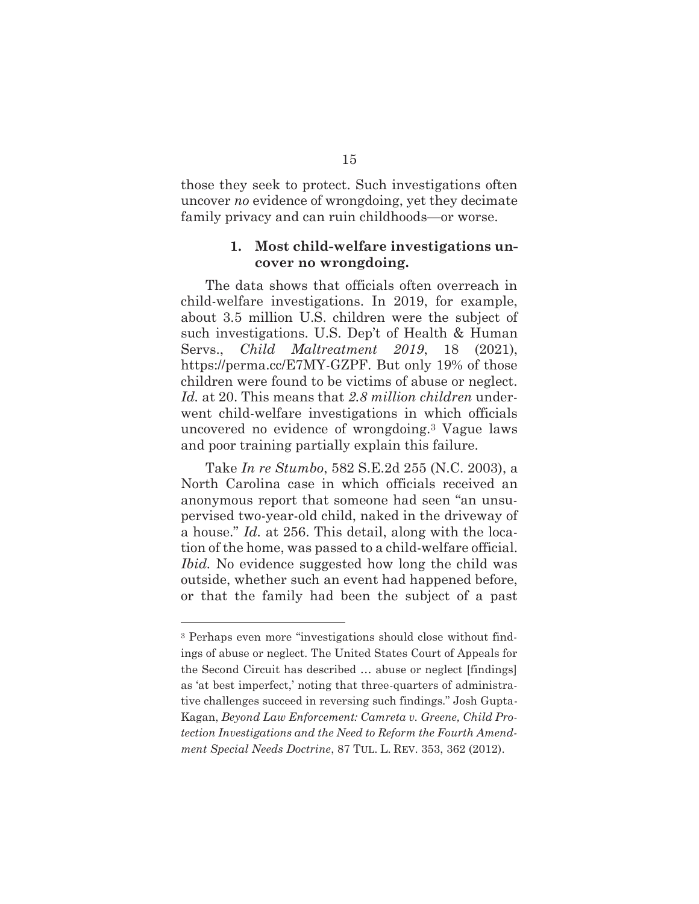those they seek to protect. Such investigations often uncover *no* evidence of wrongdoing, yet they decimate family privacy and can ruin childhoods—or worse.

#### 1. Most child-welfare investigations uncover no wrongdoing.

The data shows that officials often overreach in child-welfare investigations. In 2019, for example, about 3.5 million U.S. children were the subject of such investigations. U.S. Dep't of Health & Human Servs., *Child Maltreatment 2019*, 18 (2021), https://perma.cc/E7MY-GZPF. But only 19% of those children were found to be victims of abuse or neglect. *Id.* at 20. This means that *2.8 million children* underwent child-welfare investigations in which officials uncovered no evidence of wrongdoing.[3] Vague laws and poor training partially explain this failure.

Take *In re Stumbo*, 582 S.E.2d 255 (N.C. 2003), a North Carolina case in which officials received an anonymous report that someone had seen "an unsupervised two-year-old child, naked in the driveway of a house." *Id.* at 256. This detail, along with the location of the home, was passed to a child-welfare official. *Ibid.* No evidence suggested how long the child was outside, whether such an event had happened before, or that the family had been the subject of a past

---

[3] Perhaps even more "investigations should close without findings of abuse or neglect. The United States Court of Appeals for the Second Circuit has described … abuse or neglect [findings] as 'at best imperfect,' noting that three-quarters of administrative challenges succeed in reversing such findings." Josh Gupta-Kagan, *Beyond Law Enforcement: Camreta v. Greene, Child Protection Investigations and the Need to Reform the Fourth Amendment Special Needs Doctrine*, 87 TUL. L. REV. 353, 362 (2012).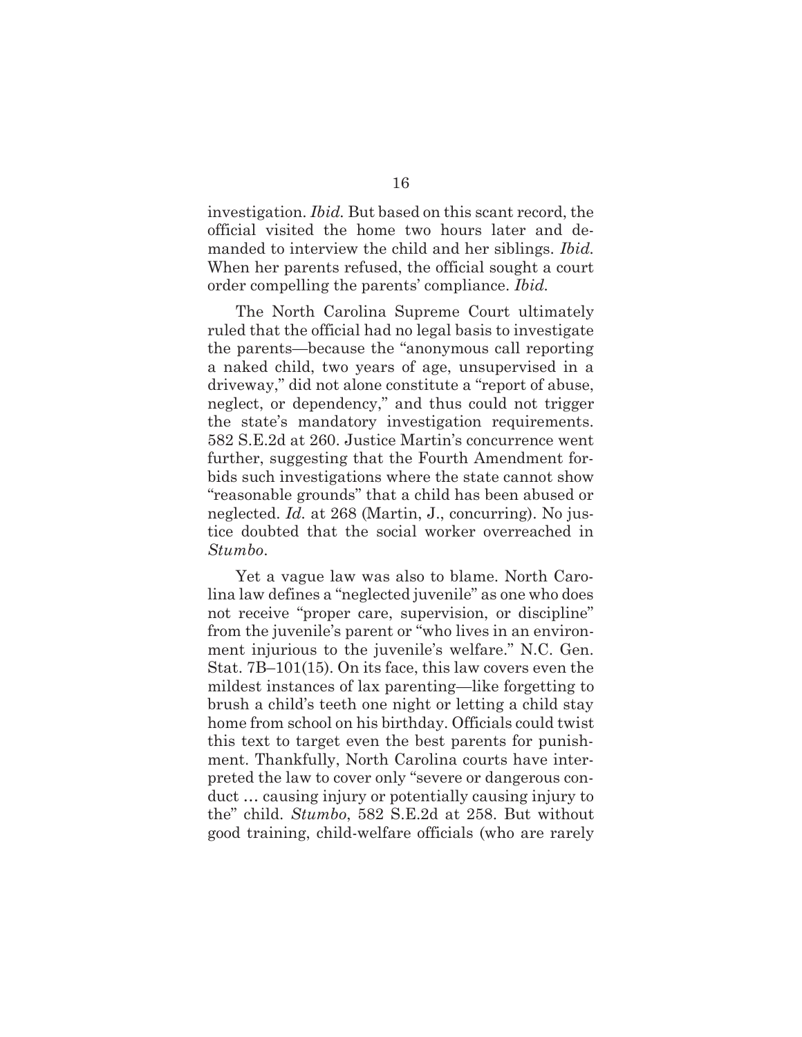investigation. *Ibid.* But based on this scant record, the official visited the home two hours later and demanded to interview the child and her siblings. *Ibid.* When her parents refused, the official sought a court order compelling the parents' compliance. *Ibid.*

The North Carolina Supreme Court ultimately ruled that the official had no legal basis to investigate the parents—because the "anonymous call reporting a naked child, two years of age, unsupervised in a driveway," did not alone constitute a "report of abuse, neglect, or dependency," and thus could not trigger the state's mandatory investigation requirements. 582 S.E.2d at 260. Justice Martin's concurrence went further, suggesting that the Fourth Amendment forbids such investigations where the state cannot show "reasonable grounds" that a child has been abused or neglected. *Id.* at 268 (Martin, J., concurring). No justice doubted that the social worker overreached in *Stumbo*.

Yet a vague law was also to blame. North Carolina law defines a "neglected juvenile" as one who does not receive "proper care, supervision, or discipline" from the juvenile's parent or "who lives in an environment injurious to the juvenile's welfare." N.C. Gen. Stat. 7B–101(15). On its face, this law covers even the mildest instances of lax parenting—like forgetting to brush a child's teeth one night or letting a child stay home from school on his birthday. Officials could twist this text to target even the best parents for punishment. Thankfully, North Carolina courts have interpreted the law to cover only "severe or dangerous conduct … causing injury or potentially causing injury to the" child. *Stumbo*, 582 S.E.2d at 258. But without good training, child-welfare officials (who are rarely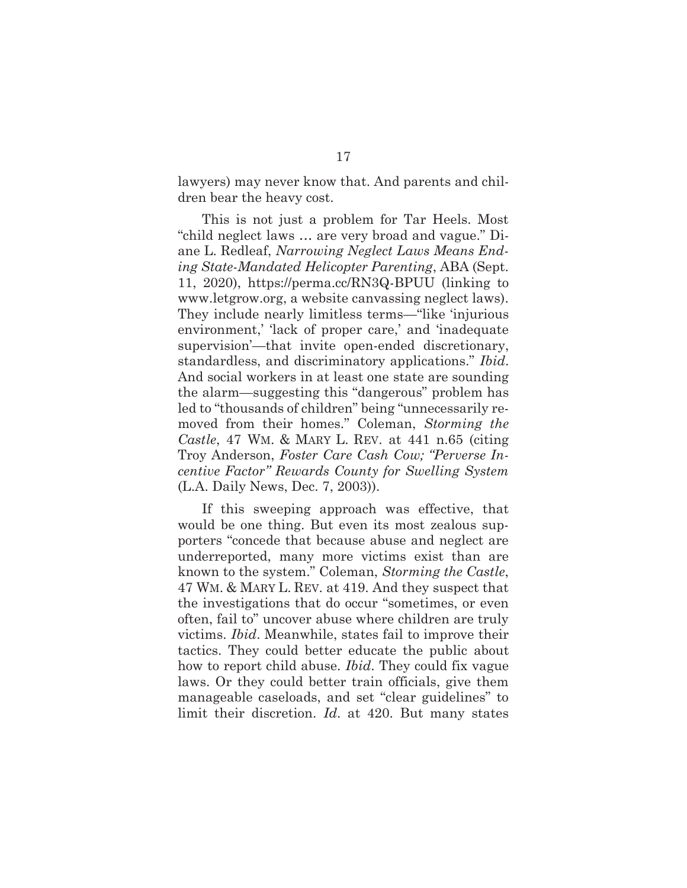lawyers) may never know that. And parents and children bear the heavy cost.

This is not just a problem for Tar Heels. Most "child neglect laws … are very broad and vague." Diane L. Redleaf, *Narrowing Neglect Laws Means Ending State-Mandated Helicopter Parenting*, ABA (Sept. 11, 2020), https://perma.cc/RN3Q-BPUU (linking to www.letgrow.org, a website canvassing neglect laws). They include nearly limitless terms—"like 'injurious environment,' 'lack of proper care,' and 'inadequate supervision'—that invite open-ended discretionary, standardless, and discriminatory applications." *Ibid*. And social workers in at least one state are sounding the alarm—suggesting this "dangerous" problem has led to "thousands of children" being "unnecessarily removed from their homes." Coleman, *Storming the Castle*, 47 WM. & MARY L. REV. at 441 n.65 (citing Troy Anderson, *Foster Care Cash Cow; "Perverse Incentive Factor" Rewards County for Swelling System* (L.A. Daily News, Dec. 7, 2003)).

If this sweeping approach was effective, that would be one thing. But even its most zealous supporters "concede that because abuse and neglect are underreported, many more victims exist than are known to the system." Coleman, *Storming the Castle*, 47 WM. & MARY L. REV. at 419. And they suspect that the investigations that do occur "sometimes, or even often, fail to" uncover abuse where children are truly victims. *Ibid*. Meanwhile, states fail to improve their tactics. They could better educate the public about how to report child abuse. *Ibid*. They could fix vague laws. Or they could better train officials, give them manageable caseloads, and set "clear guidelines" to limit their discretion. *Id*. at 420. But many states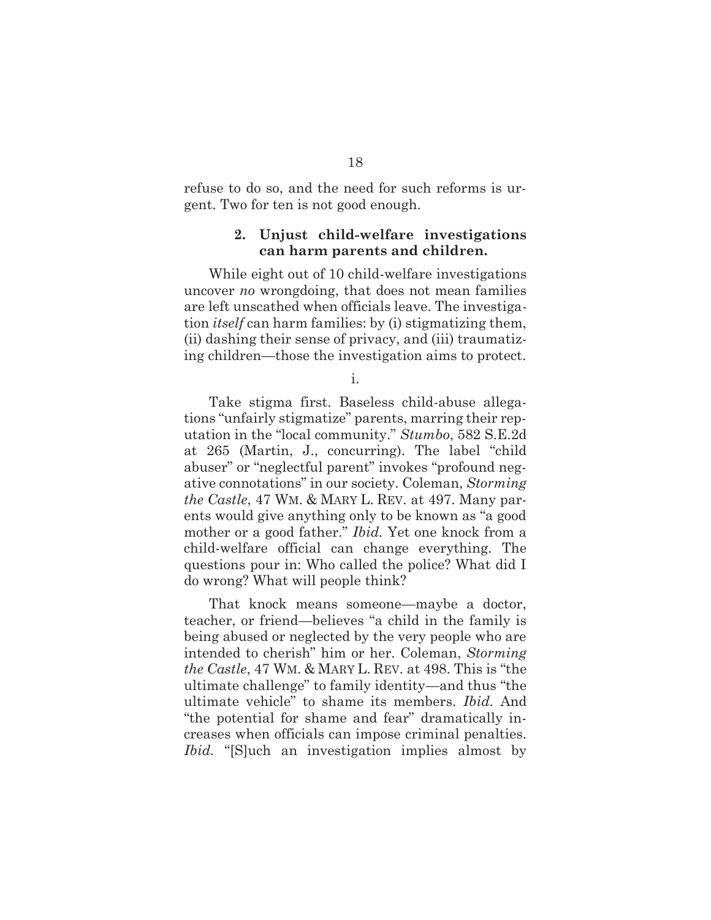refuse to do so, and the need for such reforms is urgent. Two for ten is not good enough.

### 2. Unjust child-welfare investigations can harm parents and children.

While eight out of 10 child-welfare investigations uncover *no* wrongdoing, that does not mean families are left unscathed when officials leave. The investigation *itself* can harm families: by (i) stigmatizing them, (ii) dashing their sense of privacy, and (iii) traumatizing children—those the investigation aims to protect.

i.

Take stigma first. Baseless child-abuse allegations "unfairly stigmatize" parents, marring their reputation in the "local community." *Stumbo*, 582 S.E.2d at 265 (Martin, J., concurring). The label "child abuser" or "neglectful parent" invokes "profound negative connotations" in our society. Coleman, *Storming the Castle*, 47 WM. & MARY L. REV. at 497. Many parents would give anything only to be known as "a good mother or a good father." *Ibid.* Yet one knock from a child-welfare official can change everything. The questions pour in: Who called the police? What did I do wrong? What will people think?

That knock means someone—maybe a doctor, teacher, or friend—believes "a child in the family is being abused or neglected by the very people who are intended to cherish" him or her. Coleman, *Storming the Castle*, 47 WM. & MARY L. REV. at 498. This is "the ultimate challenge" to family identity—and thus "the ultimate vehicle" to shame its members. *Ibid.* And "the potential for shame and fear" dramatically increases when officials can impose criminal penalties. *Ibid.* "[S]uch an investigation implies almost by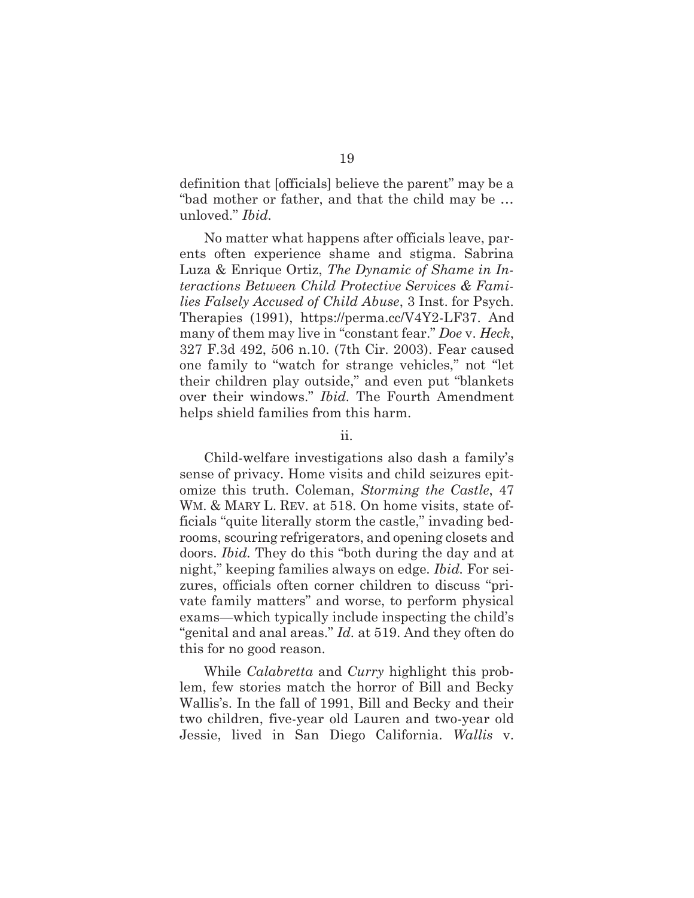definition that [officials] believe the parent" may be a "bad mother or father, and that the child may be … unloved." *Ibid.*

No matter what happens after officials leave, parents often experience shame and stigma. Sabrina Luza & Enrique Ortiz, *The Dynamic of Shame in Interactions Between Child Protective Services & Families Falsely Accused of Child Abuse*, 3 Inst. for Psych. Therapies (1991), https://perma.cc/V4Y2-LF37. And many of them may live in "constant fear." *Doe* v. *Heck*, 327 F.3d 492, 506 n.10. (7th Cir. 2003). Fear caused one family to "watch for strange vehicles," not "let their children play outside," and even put "blankets over their windows." *Ibid.* The Fourth Amendment helps shield families from this harm.

ii.

Child-welfare investigations also dash a family's sense of privacy. Home visits and child seizures epitomize this truth. Coleman, *Storming the Castle*, 47 WM. & MARY L. REV. at 518. On home visits, state officials "quite literally storm the castle," invading bedrooms, scouring refrigerators, and opening closets and doors. *Ibid.* They do this "both during the day and at night," keeping families always on edge. *Ibid.* For seizures, officials often corner children to discuss "private family matters" and worse, to perform physical exams—which typically include inspecting the child's "genital and anal areas." *Id.* at 519. And they often do this for no good reason.

While *Calabretta* and *Curry* highlight this problem, few stories match the horror of Bill and Becky Wallis's. In the fall of 1991, Bill and Becky and their two children, five-year old Lauren and two-year old Jessie, lived in San Diego California. *Wallis* v.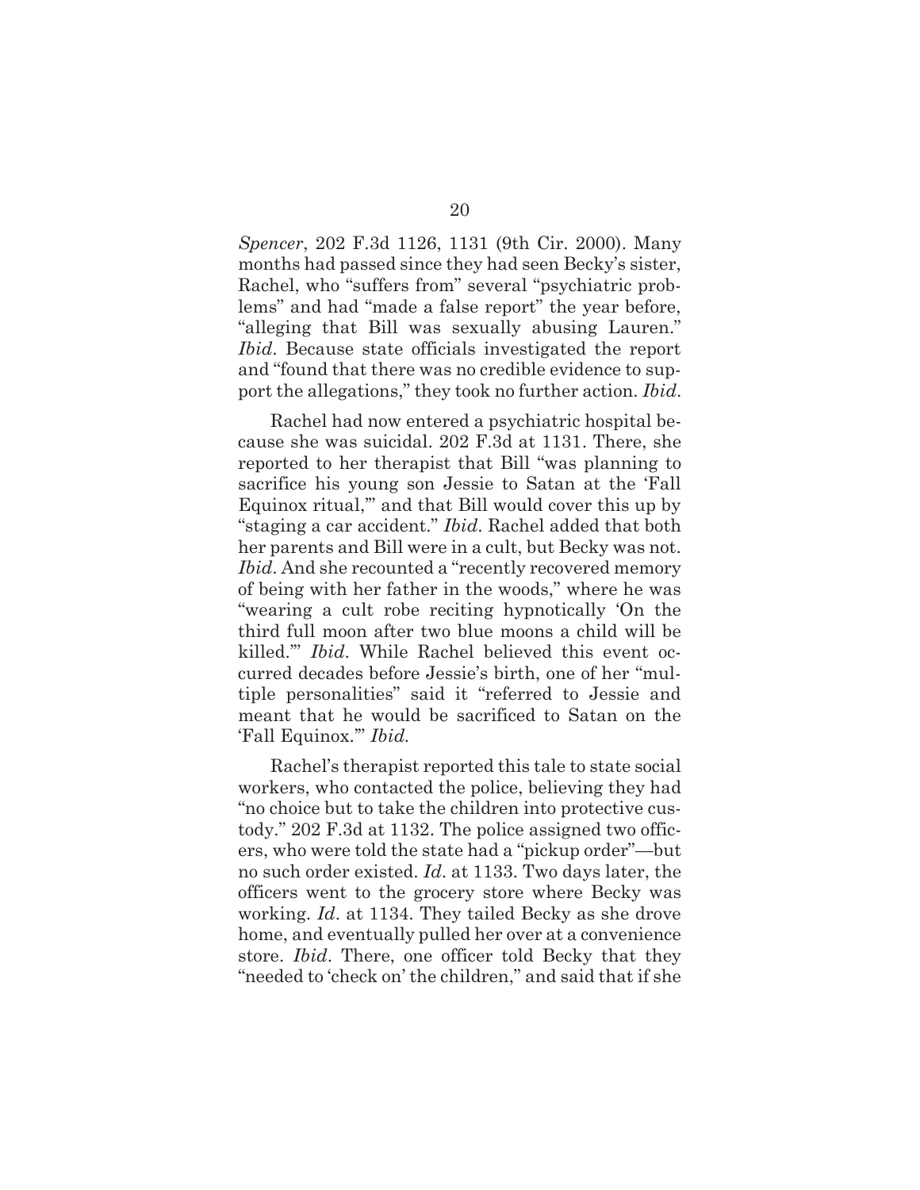*Spencer*, 202 F.3d 1126, 1131 (9th Cir. 2000). Many months had passed since they had seen Becky's sister, Rachel, who "suffers from" several "psychiatric problems" and had "made a false report" the year before, "alleging that Bill was sexually abusing Lauren." *Ibid*. Because state officials investigated the report and "found that there was no credible evidence to support the allegations," they took no further action. *Ibid*.

Rachel had now entered a psychiatric hospital because she was suicidal. 202 F.3d at 1131. There, she reported to her therapist that Bill "was planning to sacrifice his young son Jessie to Satan at the 'Fall Equinox ritual,'" and that Bill would cover this up by "staging a car accident." *Ibid*. Rachel added that both her parents and Bill were in a cult, but Becky was not. *Ibid*. And she recounted a "recently recovered memory of being with her father in the woods," where he was "wearing a cult robe reciting hypnotically 'On the third full moon after two blue moons a child will be killed.'" *Ibid*. While Rachel believed this event occurred decades before Jessie's birth, one of her "multiple personalities" said it "referred to Jessie and meant that he would be sacrificed to Satan on the 'Fall Equinox.'" *Ibid.*

Rachel's therapist reported this tale to state social workers, who contacted the police, believing they had "no choice but to take the children into protective custody." 202 F.3d at 1132. The police assigned two officers, who were told the state had a "pickup order"—but no such order existed. *Id*. at 1133. Two days later, the officers went to the grocery store where Becky was working. *Id*. at 1134. They tailed Becky as she drove home, and eventually pulled her over at a convenience store. *Ibid*. There, one officer told Becky that they "needed to 'check on' the children," and said that if she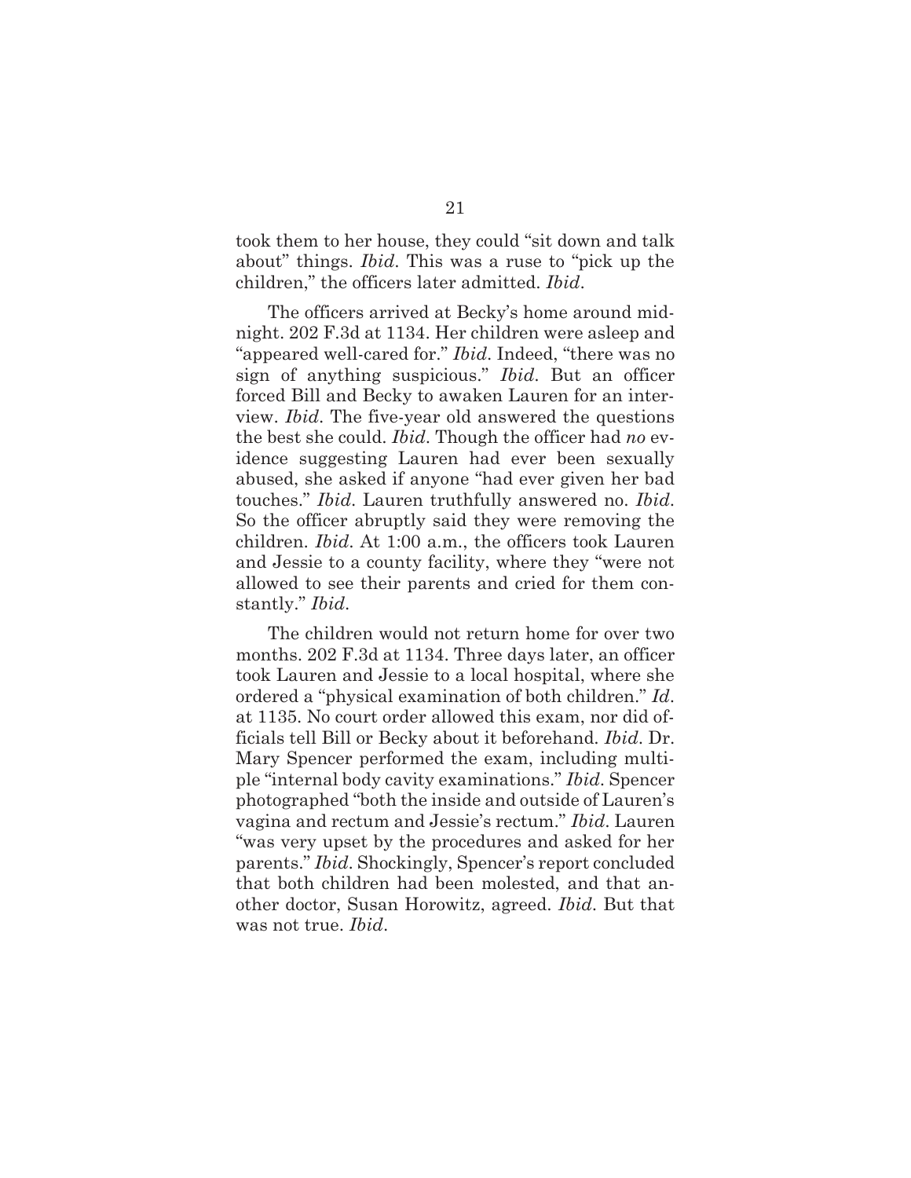took them to her house, they could "sit down and talk about" things. *Ibid*. This was a ruse to "pick up the children," the officers later admitted. *Ibid*.

The officers arrived at Becky's home around midnight. 202 F.3d at 1134. Her children were asleep and "appeared well-cared for." *Ibid*. Indeed, "there was no sign of anything suspicious." *Ibid*. But an officer forced Bill and Becky to awaken Lauren for an interview. *Ibid*. The five-year old answered the questions the best she could. *Ibid*. Though the officer had *no* evidence suggesting Lauren had ever been sexually abused, she asked if anyone "had ever given her bad touches." *Ibid*. Lauren truthfully answered no. *Ibid*. So the officer abruptly said they were removing the children. *Ibid*. At 1:00 a.m., the officers took Lauren and Jessie to a county facility, where they "were not allowed to see their parents and cried for them constantly." *Ibid*.

The children would not return home for over two months. 202 F.3d at 1134. Three days later, an officer took Lauren and Jessie to a local hospital, where she ordered a "physical examination of both children." *Id*. at 1135. No court order allowed this exam, nor did officials tell Bill or Becky about it beforehand. *Ibid*. Dr. Mary Spencer performed the exam, including multiple "internal body cavity examinations." *Ibid*. Spencer photographed "both the inside and outside of Lauren's vagina and rectum and Jessie's rectum." *Ibid*. Lauren "was very upset by the procedures and asked for her parents." *Ibid*. Shockingly, Spencer's report concluded that both children had been molested, and that another doctor, Susan Horowitz, agreed. *Ibid*. But that was not true. *Ibid*.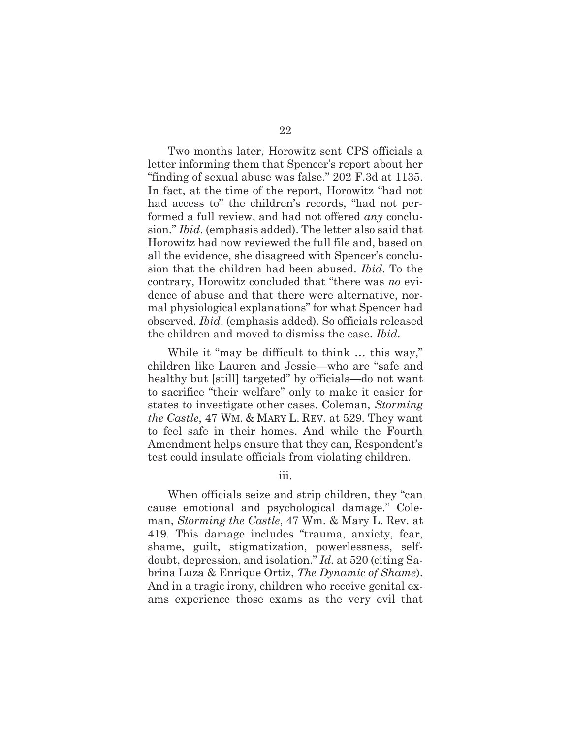Two months later, Horowitz sent CPS officials a letter informing them that Spencer's report about her "finding of sexual abuse was false." 202 F.3d at 1135. In fact, at the time of the report, Horowitz "had not had access to" the children's records, "had not performed a full review, and had not offered *any* conclusion." *Ibid*. (emphasis added). The letter also said that Horowitz had now reviewed the full file and, based on all the evidence, she disagreed with Spencer's conclusion that the children had been abused. *Ibid*. To the contrary, Horowitz concluded that "there was *no* evidence of abuse and that there were alternative, normal physiological explanations" for what Spencer had observed. *Ibid*. (emphasis added). So officials released the children and moved to dismiss the case. *Ibid*.

While it "may be difficult to think … this way," children like Lauren and Jessie—who are "safe and healthy but [still] targeted" by officials—do not want to sacrifice "their welfare" only to make it easier for states to investigate other cases. Coleman, *Storming the Castle*, 47 WM. & MARY L. REV. at 529. They want to feel safe in their homes. And while the Fourth Amendment helps ensure that they can, Respondent's test could insulate officials from violating children.

iii.

When officials seize and strip children, they "can cause emotional and psychological damage." Coleman, *Storming the Castle*, 47 Wm. & Mary L. Rev. at 419. This damage includes "trauma, anxiety, fear, shame, guilt, stigmatization, powerlessness, self-doubt, depression, and isolation." *Id*. at 520 (citing Sabrina Luza & Enrique Ortiz, *The Dynamic of Shame*). And in a tragic irony, children who receive genital exams experience those exams as the very evil that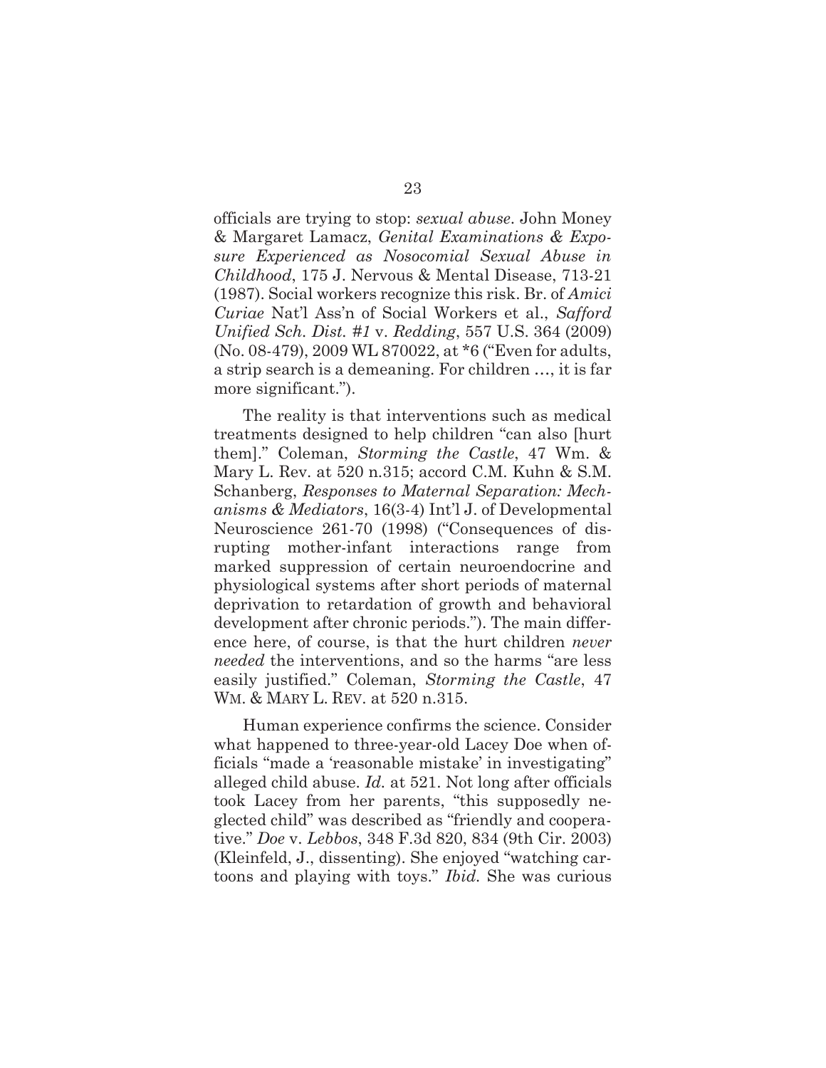officials are trying to stop: *sexual abuse*. John Money & Margaret Lamacz, *Genital Examinations & Exposure Experienced as Nosocomial Sexual Abuse in Childhood*, 175 J. Nervous & Mental Disease, 713-21 (1987). Social workers recognize this risk. Br. of *Amici Curiae* Nat'l Ass'n of Social Workers et al., *Safford Unified Sch. Dist. #1* v. *Redding*, 557 U.S. 364 (2009) (No. 08-479), 2009 WL 870022, at *6 ("Even for adults, a strip search is a demeaning. For children …, it is far more significant.").

The reality is that interventions such as medical treatments designed to help children "can also [hurt them]." Coleman, *Storming the Castle*, 47 Wm. & Mary L. Rev. at 520 n.315; accord C.M. Kuhn & S.M. Schanberg, *Responses to Maternal Separation: Mechanisms & Mediators*, 16(3-4) Int'l J. of Developmental Neuroscience 261-70 (1998) ("Consequences of disrupting mother-infant interactions range from marked suppression of certain neuroendocrine and physiological systems after short periods of maternal deprivation to retardation of growth and behavioral development after chronic periods."). The main difference here, of course, is that the hurt children *never needed* the interventions, and so the harms "are less easily justified." Coleman, *Storming the Castle*, 47 WM. & MARY L. REV. at 520 n.315.

Human experience confirms the science. Consider what happened to three-year-old Lacey Doe when officials "made a 'reasonable mistake' in investigating" alleged child abuse. *Id.* at 521. Not long after officials took Lacey from her parents, "this supposedly neglected child" was described as "friendly and cooperative." *Doe* v. *Lebbos*, 348 F.3d 820, 834 (9th Cir. 2003) (Kleinfeld, J., dissenting). She enjoyed "watching cartoons and playing with toys." *Ibid.* She was curious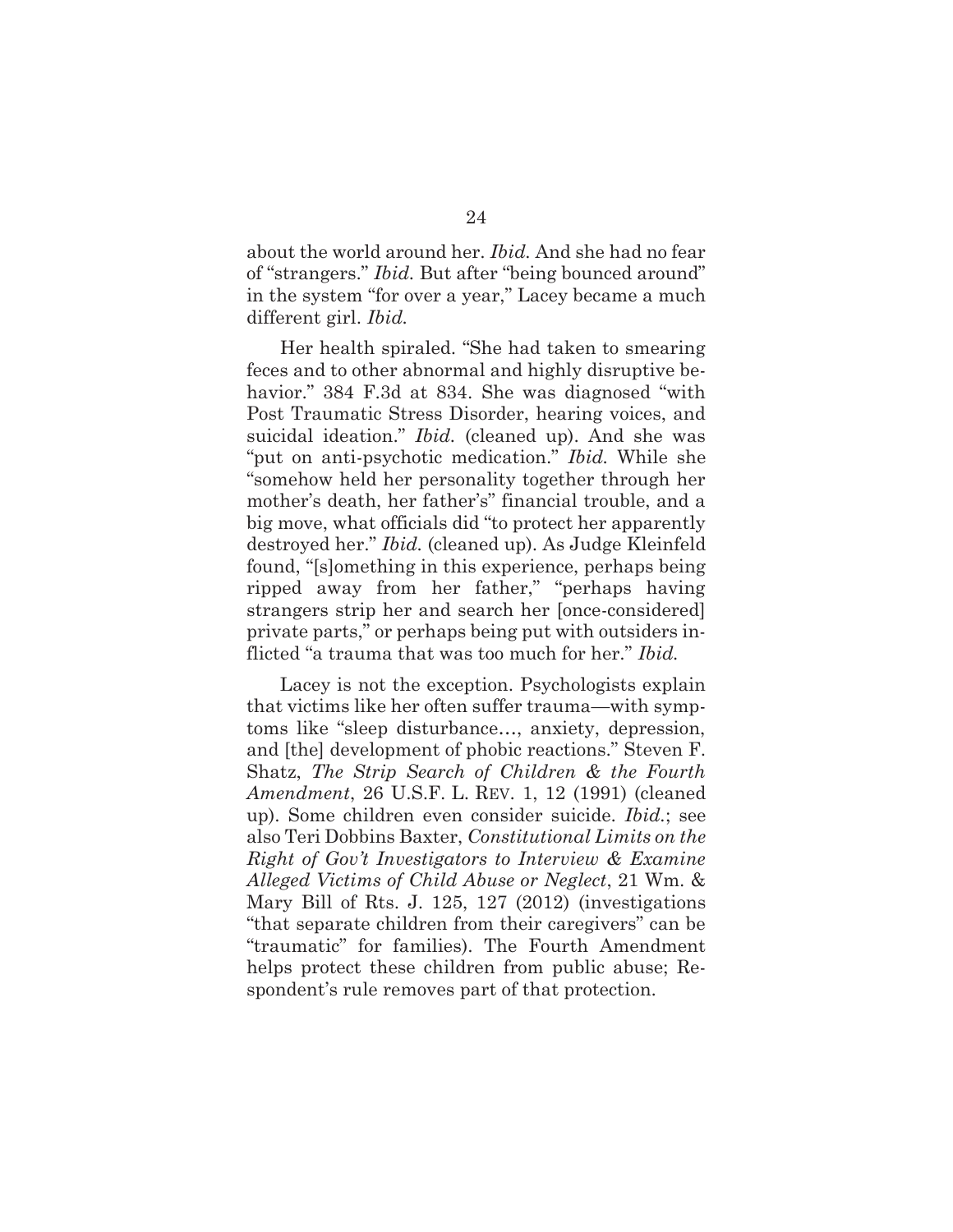about the world around her. *Ibid.* And she had no fear of "strangers." *Ibid.* But after "being bounced around" in the system "for over a year," Lacey became a much different girl. *Ibid.*

Her health spiraled. "She had taken to smearing feces and to other abnormal and highly disruptive behavior." 384 F.3d at 834. She was diagnosed "with Post Traumatic Stress Disorder, hearing voices, and suicidal ideation." *Ibid.* (cleaned up). And she was "put on anti-psychotic medication." *Ibid.* While she "somehow held her personality together through her mother's death, her father's" financial trouble, and a big move, what officials did "to protect her apparently destroyed her." *Ibid.* (cleaned up). As Judge Kleinfeld found, "[s]omething in this experience, perhaps being ripped away from her father," "perhaps having strangers strip her and search her [once-considered] private parts," or perhaps being put with outsiders inflicted "a trauma that was too much for her." *Ibid.*

Lacey is not the exception. Psychologists explain that victims like her often suffer trauma—with symptoms like "sleep disturbance…, anxiety, depression, and [the] development of phobic reactions." Steven F. Shatz, *The Strip Search of Children & the Fourth Amendment*, 26 U.S.F. L. REV. 1, 12 (1991) (cleaned up). Some children even consider suicide. *Ibid.*; see also Teri Dobbins Baxter, *Constitutional Limits on the Right of Gov't Investigators to Interview & Examine Alleged Victims of Child Abuse or Neglect*, 21 Wm. & Mary Bill of Rts. J. 125, 127 (2012) (investigations "that separate children from their caregivers" can be "traumatic" for families). The Fourth Amendment helps protect these children from public abuse; Respondent's rule removes part of that protection.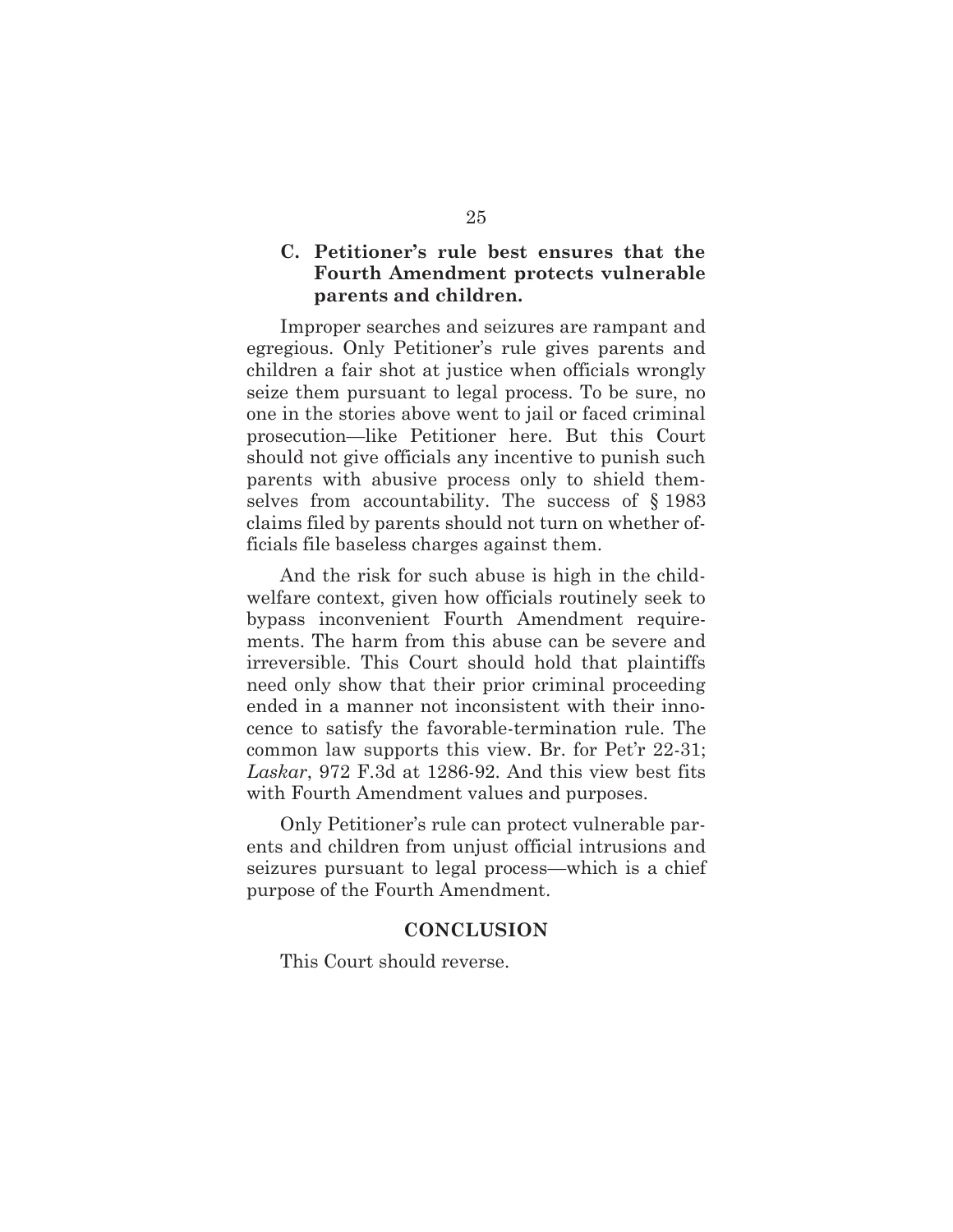### C. Petitioner's rule best ensures that the Fourth Amendment protects vulnerable parents and children.

Improper searches and seizures are rampant and egregious. Only Petitioner's rule gives parents and children a fair shot at justice when officials wrongly seize them pursuant to legal process. To be sure, no one in the stories above went to jail or faced criminal prosecution—like Petitioner here. But this Court should not give officials any incentive to punish such parents with abusive process only to shield themselves from accountability. The success of § 1983 claims filed by parents should not turn on whether officials file baseless charges against them.

And the risk for such abuse is high in the child-welfare context, given how officials routinely seek to bypass inconvenient Fourth Amendment requirements. The harm from this abuse can be severe and irreversible. This Court should hold that plaintiffs need only show that their prior criminal proceeding ended in a manner not inconsistent with their innocence to satisfy the favorable-termination rule. The common law supports this view. Br. for Pet'r 22-31; *Laskar*, 972 F.3d at 1286-92. And this view best fits with Fourth Amendment values and purposes.

Only Petitioner's rule can protect vulnerable parents and children from unjust official intrusions and seizures pursuant to legal process—which is a chief purpose of the Fourth Amendment.

## CONCLUSION

This Court should reverse.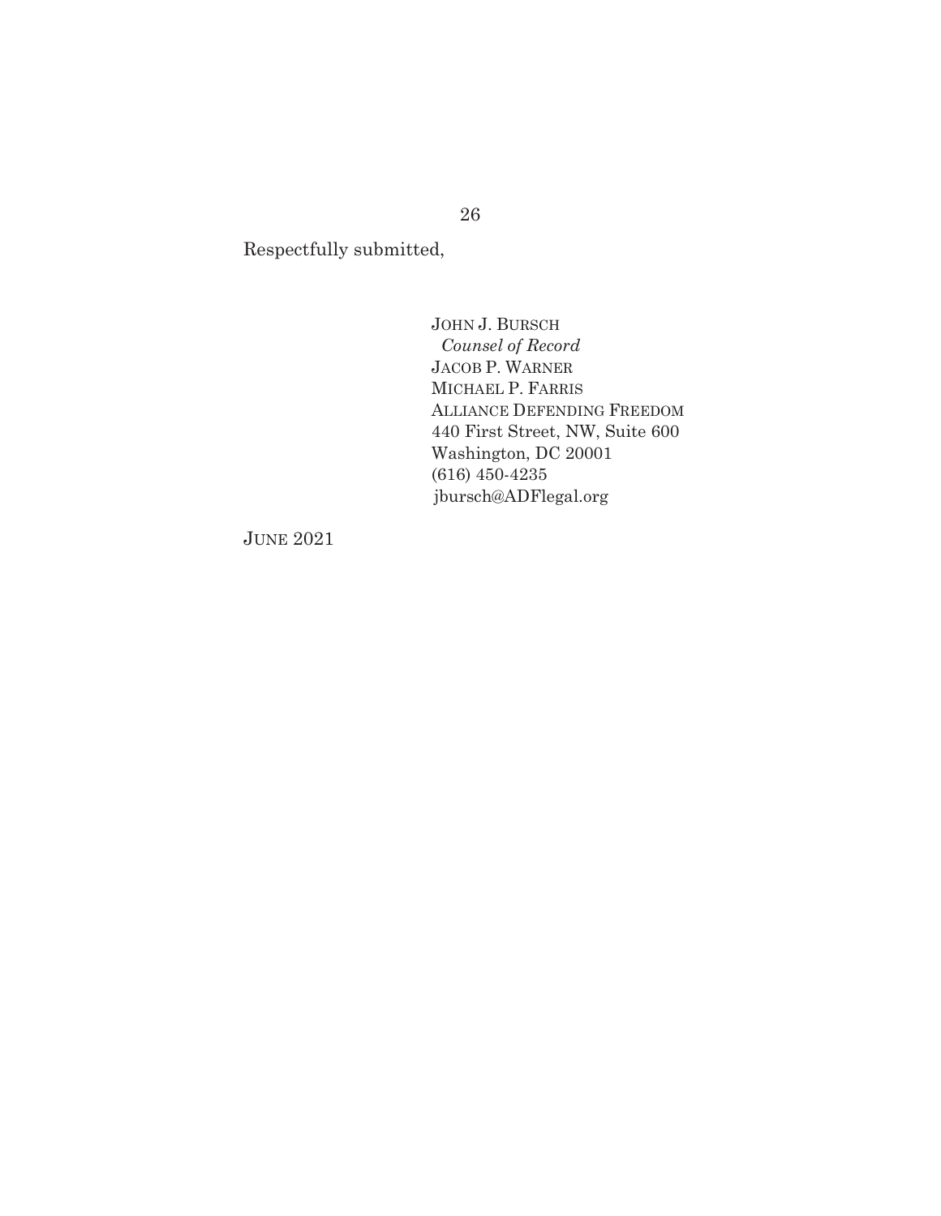Respectfully submitted,

JOHN J. BURSCH  
*Counsel of Record*  
JACOB P. WARNER  
MICHAEL P. FARRIS  
ALLIANCE DEFENDING FREEDOM  
440 First Street, NW, Suite 600  
Washington, DC 20001  
(616) 450-4235  
jbursch@ADFlegal.org

JUNE 2021